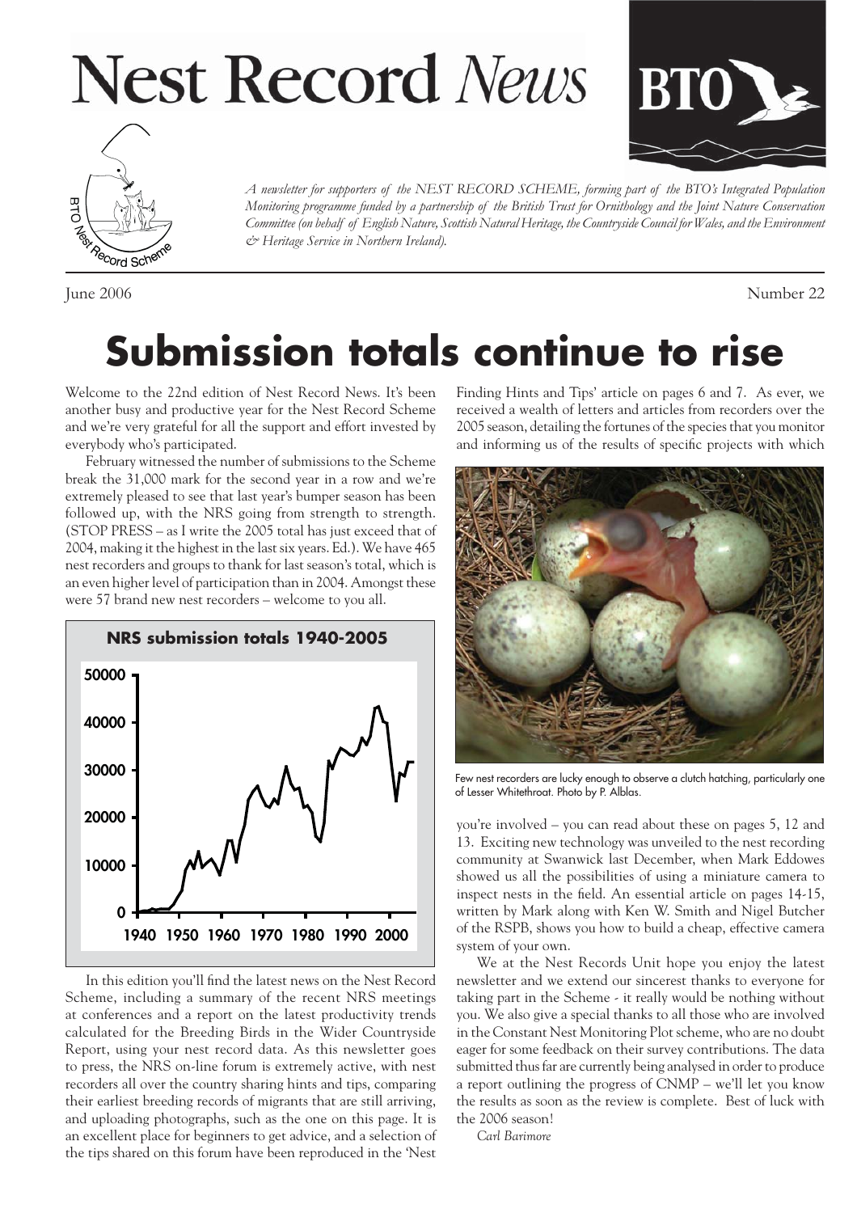# Nest Record *News*

*A newsletter for supporters of the NEST RECORD SCHEME, forming part of the BTO's Integrated Population Monitoring programme funded by a partnership of the British Trust for Ornithology and the Joint Nature Conservation Committee (on behalf of English Nature, Scottish Natural Heritage, the Countryside Council for Wales, and the Environment & Heritage Service in Northern Ireland).*

June 2006 — Number 22

# Submission totals continue to rise

Welcome to the 22nd edition of Nest Record News. It's been another busy and productive year for the Nest Record Scheme and we're very grateful for all the support and effort invested by everybody who's participated.

February witnessed the number of submissions to the Scheme break the 31,000 mark for the second year in a row and we're extremely pleased to see that last year's bumper season has been followed up, with the NRS going from strength to strength. (STOP PRESS – as I write the 2005 total has just exceed that of 2004, making it the highest in the last six years. Ed.). We have 465 nest recorders and groups to thank for last season's total, which is an even higher level of participation than in 2004. Amongst these were 57 brand new nest recorders – welcome to you all.

**NRS submission totals 1940-2005**

In this edition you'll find the latest news on the Nest Record Scheme, including a summary of the recent NRS meetings at conferences and a report on the latest productivity trends calculated for the Breeding Birds in the Wider Countryside Report, using your nest record data. As this newsletter goes to press, the NRS on-line forum is extremely active, with nest recorders all over the country sharing hints and tips, comparing their earliest breeding records of migrants that are still arriving, and uploading photographs, such as the one on this page. It is an excellent place for beginners to get advice, and a selection of the tips shared on this forum have been reproduced in the 'Nest Finding Hints and Tips' article on pages 6 and 7. As ever, we received a wealth of letters and articles from recorders over the 2005 season, detailing the fortunes of the species that you monitor and informing us of the results of specific projects with which you're involved – you can read about these on pages 5, 12 and 13. Exciting new technology was unveiled to the nest recording community at Swanwick last December, when Mark Eddowes showed us all the possibilities of using a miniature camera to inspect nests in the field. An essential article on pages 14-15, written by Mark along with Ken W. Smith and Nigel Butcher of the RSPB, shows you how to build a cheap, effective camera system of your own.

Few nest recorders are lucky enough to observe a clutch hatching, particularly one of Lesser Whitethroat. Photo by P. Alblas.

We at the Nest Records Unit hope you enjoy the latest newsletter and we extend our sincerest thanks to everyone for taking part in the Scheme - it really would be nothing without you. We also give a special thanks to all those who are involved in the Constant Nest Monitoring Plot scheme, who are no doubt eager for some feedback on their survey contributions. The data submitted thus far are currently being analysed in order to produce a report outlining the progress of CNMP – we'll let you know the results as soon as the review is complete. Best of luck with the 2006 season!

*Carl Barimore*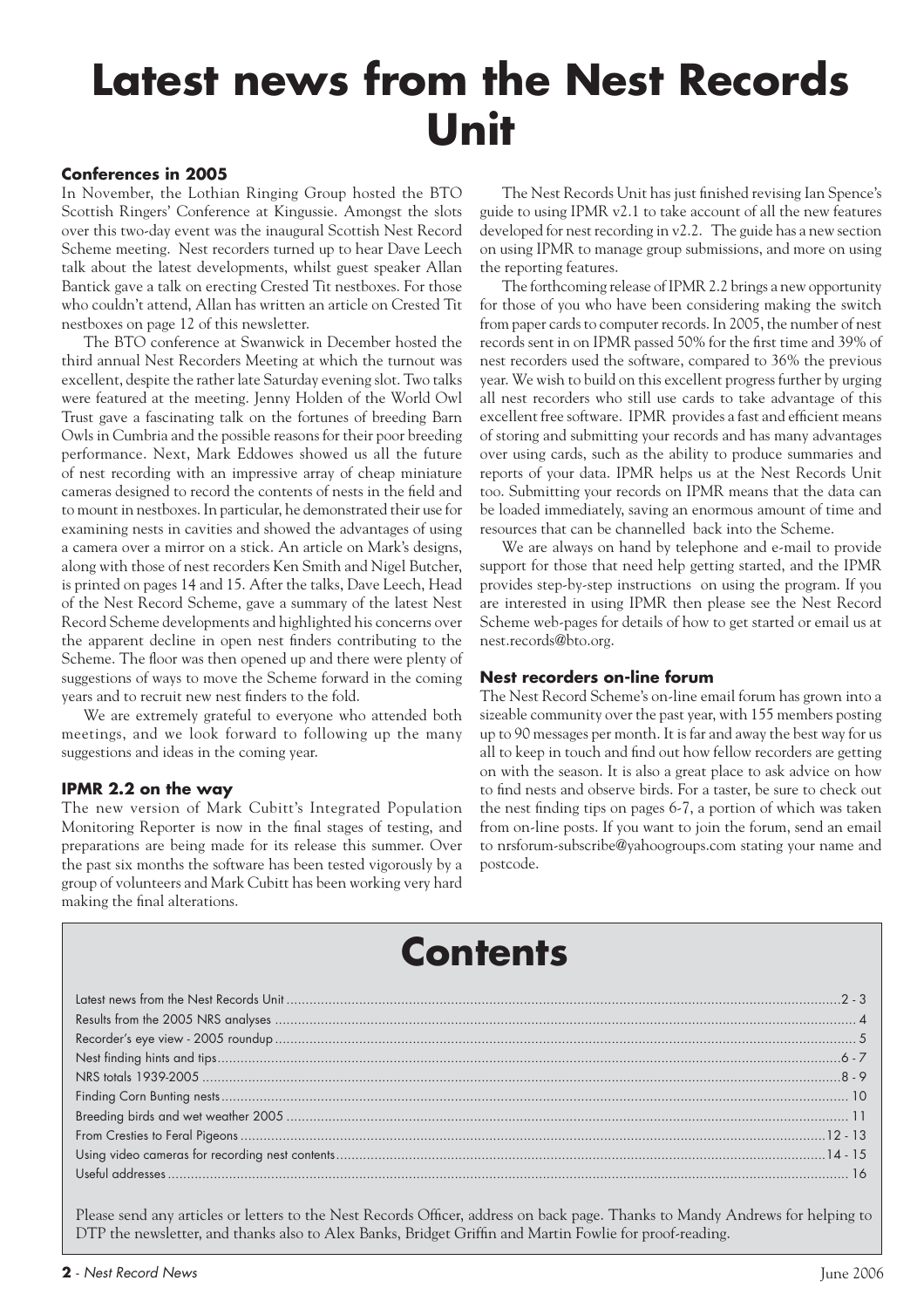# Latest news from the Nest Records Unit

### Conferences in 2005

In November, the Lothian Ringing Group hosted the BTO Scottish Ringers' Conference at Kingussie. Amongst the slots over this two-day event was the inaugural Scottish Nest Record Scheme meeting. Nest recorders turned up to hear Dave Leech talk about the latest developments, whilst guest speaker Allan Bantick gave a talk on erecting Crested Tit nestboxes. For those who couldn't attend, Allan has written an article on Crested Tit nestboxes on page 12 of this newsletter.

The BTO conference at Swanwick in December hosted the third annual Nest Recorders Meeting at which the turnout was excellent, despite the rather late Saturday evening slot. Two talks were featured at the meeting. Jenny Holden of the World Owl Trust gave a fascinating talk on the fortunes of breeding Barn Owls in Cumbria and the possible reasons for their poor breeding performance. Next, Mark Eddowes showed us all the future of nest recording with an impressive array of cheap miniature cameras designed to record the contents of nests in the field and to mount in nestboxes. In particular, he demonstrated their use for examining nests in cavities and showed the advantages of using a camera over a mirror on a stick. An article on Mark's designs, along with those of nest recorders Ken Smith and Nigel Butcher, is printed on pages 14 and 15. After the talks, Dave Leech, Head of the Nest Record Scheme, gave a summary of the latest Nest Record Scheme developments and highlighted his concerns over the apparent decline in open nest finders contributing to the Scheme. The floor was then opened up and there were plenty of suggestions of ways to move the Scheme forward in the coming years and to recruit new nest finders to the fold.

We are extremely grateful to everyone who attended both meetings, and we look forward to following up the many suggestions and ideas in the coming year.

### IPMR 2.2 on the way

The new version of Mark Cubitt's Integrated Population Monitoring Reporter is now in the final stages of testing, and preparations are being made for its release this summer. Over the past six months the software has been tested vigorously by a group of volunteers and Mark Cubitt has been working very hard making the final alterations.

The Nest Records Unit has just finished revising Ian Spence's guide to using IPMR v2.1 to take account of all the new features developed for nest recording in v2.2. The guide has a new section on using IPMR to manage group submissions, and more on using the reporting features.

The forthcoming release of IPMR 2.2 brings a new opportunity for those of you who have been considering making the switch from paper cards to computer records. In 2005, the number of nest records sent in on IPMR passed 50% for the first time and 39% of nest recorders used the software, compared to 36% the previous year. We wish to build on this excellent progress further by urging all nest recorders who still use cards to take advantage of this excellent free software. IPMR provides a fast and efficient means of storing and submitting your records and has many advantages over using cards, such as the ability to produce summaries and reports of your data. IPMR helps us at the Nest Records Unit too. Submitting your records on IPMR means that the data can be loaded immediately, saving an enormous amount of time and resources that can be channelled back into the Scheme.

We are always on hand by telephone and e-mail to provide support for those that need help getting started, and the IPMR provides step-by-step instructions on using the program. If you are interested in using IPMR then please see the Nest Record Scheme web-pages for details of how to get started or email us at nest.records@bto.org.

### Nest recorders on-line forum

The Nest Record Scheme's on-line email forum has grown into a sizeable community over the past year, with 155 members posting up to 90 messages per month. It is far and away the best way for us all to keep in touch and find out how fellow recorders are getting on with the season. It is also a great place to ask advice on how to find nests and observe birds. For a taster, be sure to check out the nest finding tips on pages 6-7, a portion of which was taken from on-line posts. If you want to join the forum, send an email to nrsforum-subscribe@yahoogroups.com stating your name and postcode.

# Contents

| | |
|---|---|
| Latest news from the Nest Records Unit | 2 - 3 |
| Results from the 2005 NRS analyses | 4 |
| Recorder's eye view - 2005 roundup | 5 |
| Nest finding hints and tips | 6 - 7 |
| NRS totals 1939-2005 | 8 - 9 |
| Finding Corn Bunting nests | 10 |
| Breeding birds and wet weather 2005 | 11 |
| From Cresties to Feral Pigeons | 12 - 13 |
| Using video cameras for recording nest contents | 14 - 15 |
| Useful addresses | 16 |

Please send any articles or letters to the Nest Records Officer, address on back page. Thanks to Mandy Andrews for helping to DTP the newsletter, and thanks also to Alex Banks, Bridget Griffin and Martin Fowlie for proof-reading.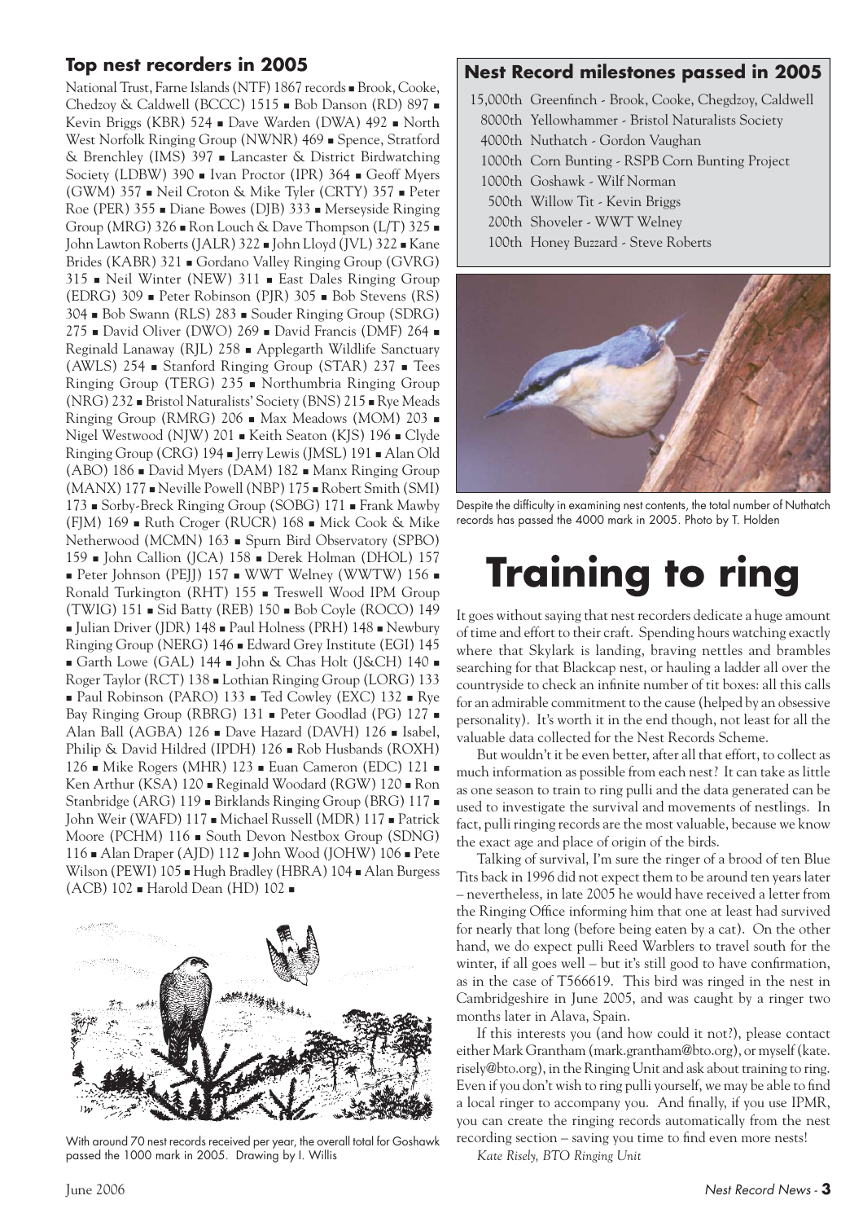### Top nest recorders in 2005

National Trust, Farne Islands (NTF) 1867 records ▪ Brook, Cooke, Chedzoy & Caldwell (BCCC) 1515 ▪ Bob Danson (RD) 897 ▪ Kevin Briggs (KBR) 524 ▪ Dave Warden (DWA) 492 ▪ North West Norfolk Ringing Group (NWNR) 469 ▪ Spence, Stratford & Brenchley (IMS) 397 ▪ Lancaster & District Birdwatching Society (LDBW) 390 ▪ Ivan Proctor (IPR) 364 ▪ Geoff Myers (GWM) 357 ▪ Neil Croton & Mike Tyler (CRTY) 357 ▪ Peter Roe (PER) 355 ▪ Diane Bowes (DJB) 333 ▪ Merseyside Ringing Group (MRG) 326 ▪ Ron Louch & Dave Thompson (L/T) 325 ▪ John Lawton Roberts (JALR) 322 ▪ John Lloyd (JVL) 322 ▪ Kane Brides (KABR) 321 ▪ Gordano Valley Ringing Group (GVRG) 315 ▪ Neil Winter (NEW) 311 ▪ East Dales Ringing Group (EDRG) 309 ▪ Peter Robinson (PJR) 305 ▪ Bob Stevens (RS) 304 ▪ Bob Swann (RLS) 283 ▪ Souder Ringing Group (SDRG) 275 ▪ David Oliver (DWO) 269 ▪ David Francis (DMF) 264 ▪ Reginald Lanaway (RJL) 258 ▪ Applegarth Wildlife Sanctuary (AWLS) 254 ▪ Stanford Ringing Group (STAR) 237 ▪ Tees Ringing Group (TERG) 235 ▪ Northumbria Ringing Group (NRG) 232 ▪ Bristol Naturalists' Society (BNS) 215 ▪ Rye Meads Ringing Group (RMRG) 206 ▪ Max Meadows (MOM) 203 ▪ Nigel Westwood (NJW) 201 ▪ Keith Seaton (KJS) 196 ▪ Clyde Ringing Group (CRG) 194 ▪ Jerry Lewis (JMSL) 191 ▪ Alan Old (ABO) 186 ▪ David Myers (DAM) 182 ▪ Manx Ringing Group (MANX) 177 ▪ Neville Powell (NBP) 175 ▪ Robert Smith (SMI) 173 ▪ Sorby-Breck Ringing Group (SOBG) 171 ▪ Frank Mawby (FJM) 169 ▪ Ruth Croger (RUCR) 168 ▪ Mick Cook & Mike Netherwood (MCMN) 163 ▪ Spurn Bird Observatory (SPBO) 159 ▪ John Callion (JCA) 158 ▪ Derek Holman (DHOL) 157 ▪ Peter Johnson (PEJJ) 157 ▪ WWT Welney (WWTW) 156 ▪ Ronald Turkington (RHT) 155 ▪ Treswell Wood IPM Group (TWIG) 151 ▪ Sid Batty (REB) 150 ▪ Bob Coyle (ROCO) 149 ▪ Julian Driver (JDR) 148 ▪ Paul Holness (PRH) 148 ▪ Newbury Ringing Group (NERG) 146 ▪ Edward Grey Institute (EGI) 145 ▪ Garth Lowe (GAL) 144 ▪ John & Chas Holt (J&CH) 140 ▪ Roger Taylor (RCT) 138 ▪ Lothian Ringing Group (LORG) 133 ▪ Paul Robinson (PARO) 133 ▪ Ted Cowley (EXC) 132 ▪ Rye Bay Ringing Group (RBRG) 131 ▪ Peter Goodlad (PG) 127 ▪ Alan Ball (AGBA) 126 ▪ Dave Hazard (DAVH) 126 ▪ Isabel, Philip & David Hildred (IPDH) 126 ▪ Rob Husbands (ROXH) 126 ▪ Mike Rogers (MHR) 123 ▪ Euan Cameron (EDC) 121 ▪ Ken Arthur (KSA) 120 ▪ Reginald Woodard (RGW) 120 ▪ Ron Stanbridge (ARG) 119 ▪ Birklands Ringing Group (BRG) 117 ▪ John Weir (WAFD) 117 ▪ Michael Russell (MDR) 117 ▪ Patrick Moore (PCHM) 116 ▪ South Devon Nestbox Group (SDNG) 116 ▪ Alan Draper (AJD) 112 ▪ John Wood (JOHW) 106 ▪ Pete Wilson (PEWI) 105 ▪ Hugh Bradley (HBRA) 104 ▪ Alan Burgess (ACB) 102 ▪ Harold Dean (HD) 102 ▪

With around 70 nest records received per year, the overall total for Goshawk passed the 1000 mark in 2005. Drawing by I. Willis

### Nest Record milestones passed in 2005

| | |
|---|---|
| 15,000th | Greenfinch - Brook, Cooke, Chegdzoy, Caldwell |
| 8000th | Yellowhammer - Bristol Naturalists Society |
| 4000th | Nuthatch - Gordon Vaughan |
| 1000th | Corn Bunting - RSPB Corn Bunting Project |
| 1000th | Goshawk - Wilf Norman |
| 500th | Willow Tit - Kevin Briggs |
| 200th | Shoveler - WWT Welney |
| 100th | Honey Buzzard - Steve Roberts |

Despite the difficulty in examining nest contents, the total number of Nuthatch records has passed the 4000 mark in 2005. Photo by T. Holden

# Training to ring

It goes without saying that nest recorders dedicate a huge amount of time and effort to their craft. Spending hours watching exactly where that Skylark is landing, braving nettles and brambles searching for that Blackcap nest, or hauling a ladder all over the countryside to check an infinite number of tit boxes: all this calls for an admirable commitment to the cause (helped by an obsessive personality). It's worth it in the end though, not least for all the valuable data collected for the Nest Records Scheme.

But wouldn't it be even better, after all that effort, to collect as much information as possible from each nest? It can take as little as one season to train to ring pulli and the data generated can be used to investigate the survival and movements of nestlings. In fact, pulli ringing records are the most valuable, because we know the exact age and place of origin of the birds.

Talking of survival, I'm sure the ringer of a brood of ten Blue Tits back in 1996 did not expect them to be around ten years later – nevertheless, in late 2005 he would have received a letter from the Ringing Office informing him that one at least had survived for nearly that long (before being eaten by a cat). On the other hand, we do expect pulli Reed Warblers to travel south for the winter, if all goes well – but it's still good to have confirmation, as in the case of T566619. This bird was ringed in the nest in Cambridgeshire in June 2005, and was caught by a ringer two months later in Alava, Spain.

If this interests you (and how could it not?), please contact either Mark Grantham (mark.grantham@bto.org), or myself (kate.risely@bto.org), in the Ringing Unit and ask about training to ring. Even if you don't wish to ring pulli yourself, we may be able to find a local ringer to accompany you. And finally, if you use IPMR, you can create the ringing records automatically from the nest recording section – saving you time to find even more nests!

*Kate Risely, BTO Ringing Unit*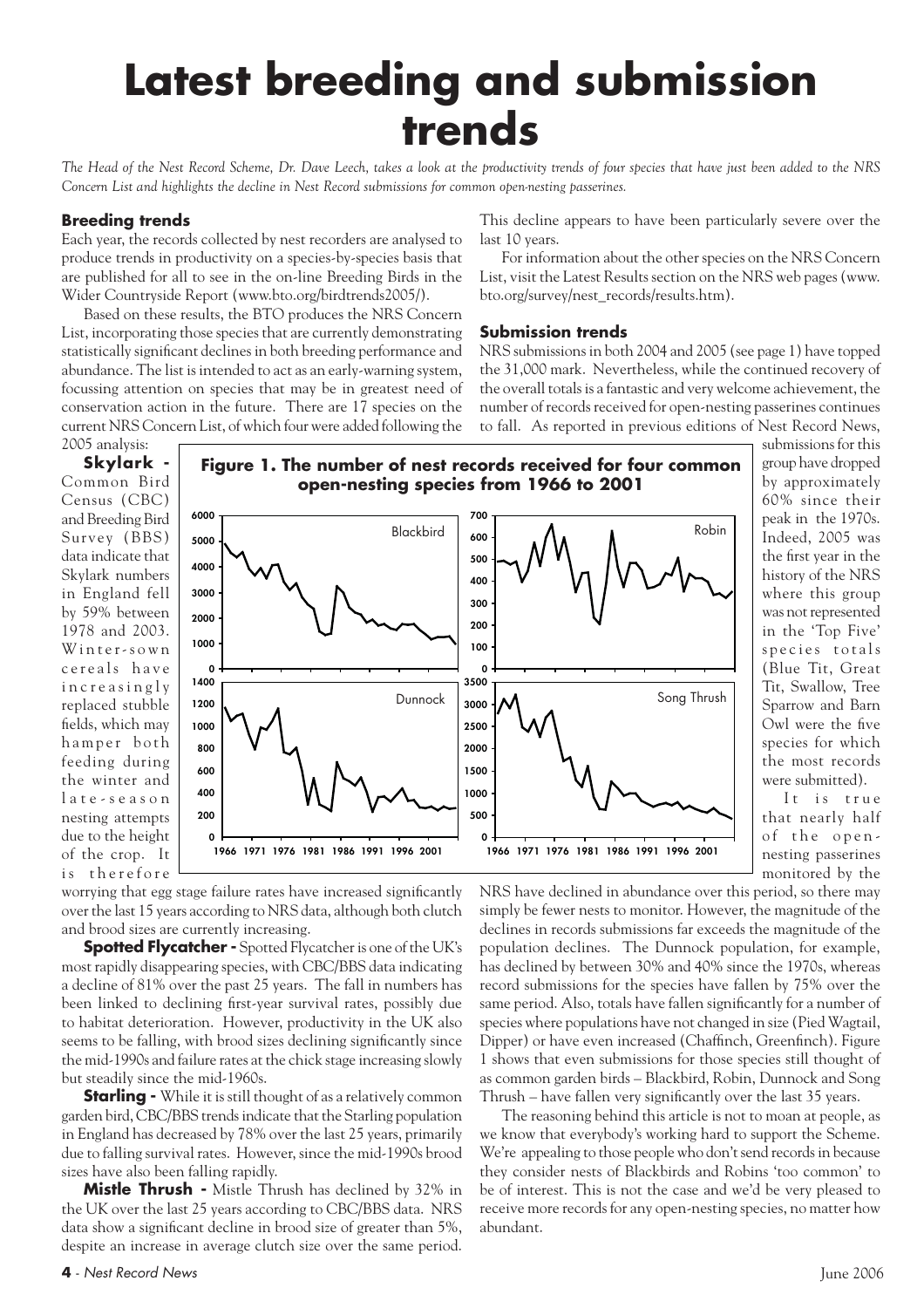# Latest breeding and submission trends

*The Head of the Nest Record Scheme, Dr. Dave Leech, takes a look at the productivity trends of four species that have just been added to the NRS Concern List and highlights the decline in Nest Record submissions for common open-nesting passerines.*

## Breeding trends

Each year, the records collected by nest recorders are analysed to produce trends in productivity on a species-by-species basis that are published for all to see in the on-line Breeding Birds in the Wider Countryside Report (www.bto.org/birdtrends2005/).

Based on these results, the BTO produces the NRS Concern List, incorporating those species that are currently demonstrating statistically significant declines in both breeding performance and abundance. The list is intended to act as an early-warning system, focussing attention on species that may be in greatest need of conservation action in the future. There are 17 species on the current NRS Concern List, of which four were added following the 2005 analysis:

**Skylark -** Common Bird Census (CBC) and Breeding Bird Survey (BBS) data indicate that Skylark numbers in England fell by 59% between 1978 and 2003. Winter-sown cereals have increasingly replaced stubble fields, which may hamper both feeding during the winter and late-season nesting attempts due to the height of the crop. It is therefore worrying that egg stage failure rates have increased significantly over the last 15 years according to NRS data, although both clutch and brood sizes are currently increasing.

**Spotted Flycatcher -** Spotted Flycatcher is one of the UK's most rapidly disappearing species, with CBC/BBS data indicating a decline of 81% over the past 25 years. The fall in numbers has been linked to declining first-year survival rates, possibly due to habitat deterioration. However, productivity in the UK also seems to be falling, with brood sizes declining significantly since the mid-1990s and failure rates at the chick stage increasing slowly but steadily since the mid-1960s.

**Starling -** While it is still thought of as a relatively common garden bird, CBC/BBS trends indicate that the Starling population in England has decreased by 78% over the last 25 years, primarily due to falling survival rates. However, since the mid-1990s brood sizes have also been falling rapidly.

**Mistle Thrush -** Mistle Thrush has declined by 32% in the UK over the last 25 years according to CBC/BBS data. NRS data show a significant decline in brood size of greater than 5%, despite an increase in average clutch size over the same period. This decline appears to have been particularly severe over the last 10 years.

For information about the other species on the NRS Concern List, visit the Latest Results section on the NRS web pages (www.bto.org/survey/nest_records/results.htm).

## Submission trends

NRS submissions in both 2004 and 2005 (see page 1) have topped the 31,000 mark. Nevertheless, while the continued recovery of the overall totals is a fantastic and very welcome achievement, the number of records received for open-nesting passerines continues to fall. As reported in previous editions of Nest Record News, submissions for this group have dropped by approximately 60% since their peak in the 1970s. Indeed, 2005 was the first year in the history of the NRS where this group was not represented in the 'Top Five' species totals (Blue Tit, Great Tit, Swallow, Tree Sparrow and Barn Owl were the five species for which the most records were submitted).

**Figure 1. The number of nest records received for four common open-nesting species from 1966 to 2001**

It is true that nearly half of the open-nesting passerines monitored by the NRS have declined in abundance over this period, so there may simply be fewer nests to monitor. However, the magnitude of the declines in records submissions far exceeds the magnitude of the population declines. The Dunnock population, for example, has declined by between 30% and 40% since the 1970s, whereas record submissions for the species have fallen by 75% over the same period. Also, totals have fallen significantly for a number of species where populations have not changed in size (Pied Wagtail, Dipper) or have even increased (Chaffinch, Greenfinch). Figure 1 shows that even submissions for those species still thought of as common garden birds – Blackbird, Robin, Dunnock and Song Thrush – have fallen very significantly over the last 35 years.

The reasoning behind this article is not to moan at people, as we know that everybody's working hard to support the Scheme. We're appealing to those people who don't send records in because they consider nests of Blackbirds and Robins 'too common' to be of interest. This is not the case and we'd be very pleased to receive more records for any open-nesting species, no matter how abundant.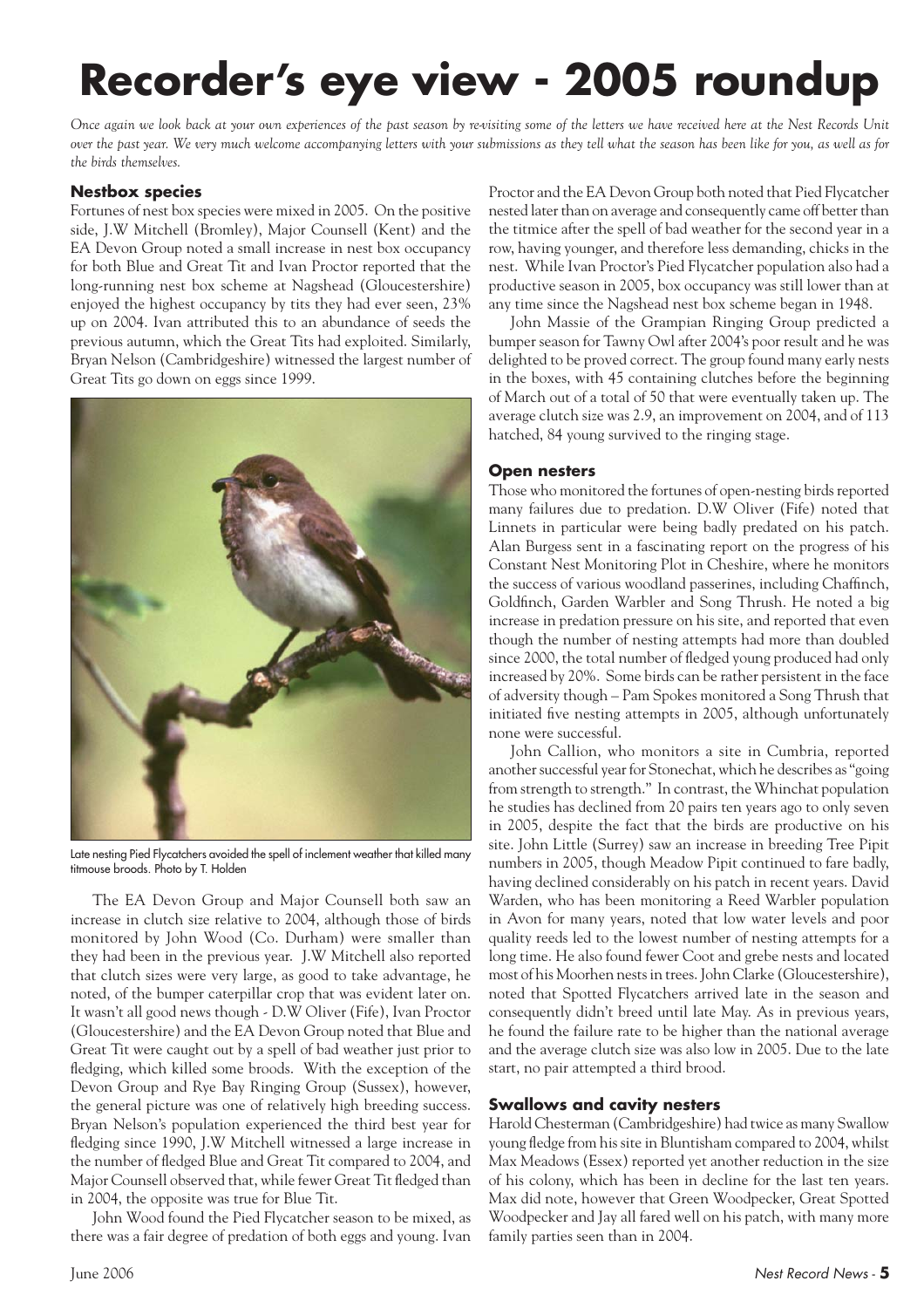# Recorder's eye view - 2005 roundup

*Once again we look back at your own experiences of the past season by re-visiting some of the letters we have received here at the Nest Records Unit over the past year. We very much welcome accompanying letters with your submissions as they tell what the season has been like for you, as well as for the birds themselves.*

### Nestbox species

Fortunes of nest box species were mixed in 2005. On the positive side, J.W Mitchell (Bromley), Major Counsell (Kent) and the EA Devon Group noted a small increase in nest box occupancy for both Blue and Great Tit and Ivan Proctor reported that the long-running nest box scheme at Nagshead (Gloucestershire) enjoyed the highest occupancy by tits they had ever seen, 23% up on 2004. Ivan attributed this to an abundance of seeds the previous autumn, which the Great Tits had exploited. Similarly, Bryan Nelson (Cambridgeshire) witnessed the largest number of Great Tits go down on eggs since 1999.

Late nesting Pied Flycatchers avoided the spell of inclement weather that killed many titmouse broods. Photo by T. Holden

The EA Devon Group and Major Counsell both saw an increase in clutch size relative to 2004, although those of birds monitored by John Wood (Co. Durham) were smaller than they had been in the previous year. J.W Mitchell also reported that clutch sizes were very large, as good to take advantage, he noted, of the bumper caterpillar crop that was evident later on. It wasn't all good news though - D.W Oliver (Fife), Ivan Proctor (Gloucestershire) and the EA Devon Group noted that Blue and Great Tit were caught out by a spell of bad weather just prior to fledging, which killed some broods. With the exception of the Devon Group and Rye Bay Ringing Group (Sussex), however, the general picture was one of relatively high breeding success. Bryan Nelson's population experienced the third best year for fledging since 1990, J.W Mitchell witnessed a large increase in the number of fledged Blue and Great Tit compared to 2004, and Major Counsell observed that, while fewer Great Tit fledged than in 2004, the opposite was true for Blue Tit.

John Wood found the Pied Flycatcher season to be mixed, as there was a fair degree of predation of both eggs and young. Ivan Proctor and the EA Devon Group both noted that Pied Flycatcher nested later than on average and consequently came off better than the titmice after the spell of bad weather for the second year in a row, having younger, and therefore less demanding, chicks in the nest. While Ivan Proctor's Pied Flycatcher population also had a productive season in 2005, box occupancy was still lower than at any time since the Nagshead nest box scheme began in 1948.

John Massie of the Grampian Ringing Group predicted a bumper season for Tawny Owl after 2004's poor result and he was delighted to be proved correct. The group found many early nests in the boxes, with 45 containing clutches before the beginning of March out of a total of 50 that were eventually taken up. The average clutch size was 2.9, an improvement on 2004, and of 113 hatched, 84 young survived to the ringing stage.

### Open nesters

Those who monitored the fortunes of open-nesting birds reported many failures due to predation. D.W Oliver (Fife) noted that Linnets in particular were being badly predated on his patch. Alan Burgess sent in a fascinating report on the progress of his Constant Nest Monitoring Plot in Cheshire, where he monitors the success of various woodland passerines, including Chaffinch, Goldfinch, Garden Warbler and Song Thrush. He noted a big increase in predation pressure on his site, and reported that even though the number of nesting attempts had more than doubled since 2000, the total number of fledged young produced had only increased by 20%. Some birds can be rather persistent in the face of adversity though – Pam Spokes monitored a Song Thrush that initiated five nesting attempts in 2005, although unfortunately none were successful.

John Callion, who monitors a site in Cumbria, reported another successful year for Stonechat, which he describes as "going from strength to strength." In contrast, the Whinchat population he studies has declined from 20 pairs ten years ago to only seven in 2005, despite the fact that the birds are productive on his site. John Little (Surrey) saw an increase in breeding Tree Pipit numbers in 2005, though Meadow Pipit continued to fare badly, having declined considerably on his patch in recent years. David Warden, who has been monitoring a Reed Warbler population in Avon for many years, noted that low water levels and poor quality reeds led to the lowest number of nesting attempts for a long time. He also found fewer Coot and grebe nests and located most of his Moorhen nests in trees. John Clarke (Gloucestershire), noted that Spotted Flycatchers arrived late in the season and consequently didn't breed until late May. As in previous years, he found the failure rate to be higher than the national average and the average clutch size was also low in 2005. Due to the late start, no pair attempted a third brood.

### Swallows and cavity nesters

Harold Chesterman (Cambridgeshire) had twice as many Swallow young fledge from his site in Bluntisham compared to 2004, whilst Max Meadows (Essex) reported yet another reduction in the size of his colony, which has been in decline for the last ten years. Max did note, however that Green Woodpecker, Great Spotted Woodpecker and Jay all fared well on his patch, with many more family parties seen than in 2004.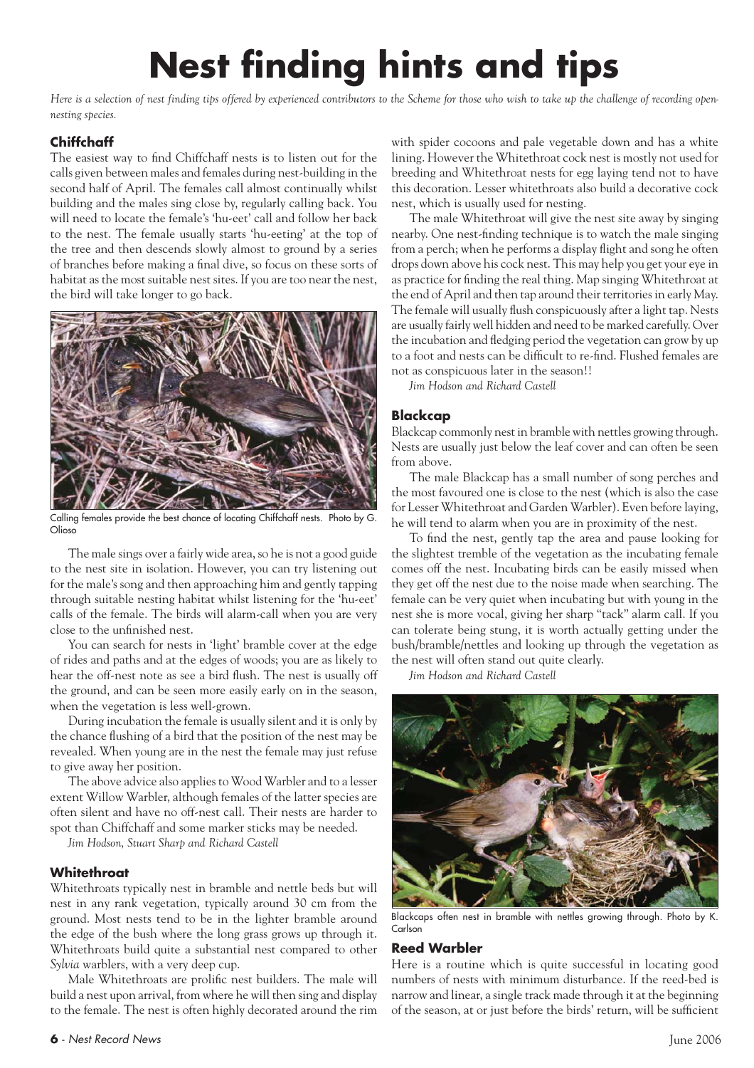# Nest finding hints and tips

*Here is a selection of nest finding tips offered by experienced contributors to the Scheme for those who wish to take up the challenge of recording open-nesting species.*

### Chiffchaff

The easiest way to find Chiffchaff nests is to listen out for the calls given between males and females during nest-building in the second half of April. The females call almost continually whilst building and the males sing close by, regularly calling back. You will need to locate the female's 'hu-eet' call and follow her back to the nest. The female usually starts 'hu-eeting' at the top of the tree and then descends slowly almost to ground by a series of branches before making a final dive, so focus on these sorts of habitat as the most suitable nest sites. If you are too near the nest, the bird will take longer to go back.

Calling females provide the best chance of locating Chiffchaff nests. Photo by G. Olioso

The male sings over a fairly wide area, so he is not a good guide to the nest site in isolation. However, you can try listening out for the male's song and then approaching him and gently tapping through suitable nesting habitat whilst listening for the 'hu-eet' calls of the female. The birds will alarm-call when you are very close to the unfinished nest.

You can search for nests in 'light' bramble cover at the edge of rides and paths and at the edges of woods; you are as likely to hear the off-nest note as see a bird flush. The nest is usually off the ground, and can be seen more easily early on in the season, when the vegetation is less well-grown.

During incubation the female is usually silent and it is only by the chance flushing of a bird that the position of the nest may be revealed. When young are in the nest the female may just refuse to give away her position.

The above advice also applies to Wood Warbler and to a lesser extent Willow Warbler, although females of the latter species are often silent and have no off-nest call. Their nests are harder to spot than Chiffchaff and some marker sticks may be needed.

*Jim Hodson, Stuart Sharp and Richard Castell*

### Whitethroat

Whitethroats typically nest in bramble and nettle beds but will nest in any rank vegetation, typically around 30 cm from the ground. Most nests tend to be in the lighter bramble around the edge of the bush where the long grass grows up through it. Whitethroats build quite a substantial nest compared to other *Sylvia* warblers, with a very deep cup.

Male Whitethroats are prolific nest builders. The male will build a nest upon arrival, from where he will then sing and display to the female. The nest is often highly decorated around the rim with spider cocoons and pale vegetable down and has a white lining. However the Whitethroat cock nest is mostly not used for breeding and Whitethroat nests for egg laying tend not to have this decoration. Lesser whitethroats also build a decorative cock nest, which is usually used for nesting.

The male Whitethroat will give the nest site away by singing nearby. One nest-finding technique is to watch the male singing from a perch; when he performs a display flight and song he often drops down above his cock nest. This may help you get your eye in as practice for finding the real thing. Map singing Whitethroat at the end of April and then tap around their territories in early May. The female will usually flush conspicuously after a light tap. Nests are usually fairly well hidden and need to be marked carefully. Over the incubation and fledging period the vegetation can grow by up to a foot and nests can be difficult to re-find. Flushed females are not as conspicuous later in the season!!

*Jim Hodson and Richard Castell*

### Blackcap

Blackcap commonly nest in bramble with nettles growing through. Nests are usually just below the leaf cover and can often be seen from above.

The male Blackcap has a small number of song perches and the most favoured one is close to the nest (which is also the case for Lesser Whitethroat and Garden Warbler). Even before laying, he will tend to alarm when you are in proximity of the nest.

To find the nest, gently tap the area and pause looking for the slightest tremble of the vegetation as the incubating female comes off the nest. Incubating birds can be easily missed when they get off the nest due to the noise made when searching. The female can be very quiet when incubating but with young in the nest she is more vocal, giving her sharp "tack" alarm call. If you can tolerate being stung, it is worth actually getting under the bush/bramble/nettles and looking up through the vegetation as the nest will often stand out quite clearly.

*Jim Hodson and Richard Castell*

Blackcaps often nest in bramble with nettles growing through. Photo by K. Carlson

### Reed Warbler

Here is a routine which is quite successful in locating good numbers of nests with minimum disturbance. If the reed-bed is narrow and linear, a single track made through it at the beginning of the season, at or just before the birds' return, will be sufficient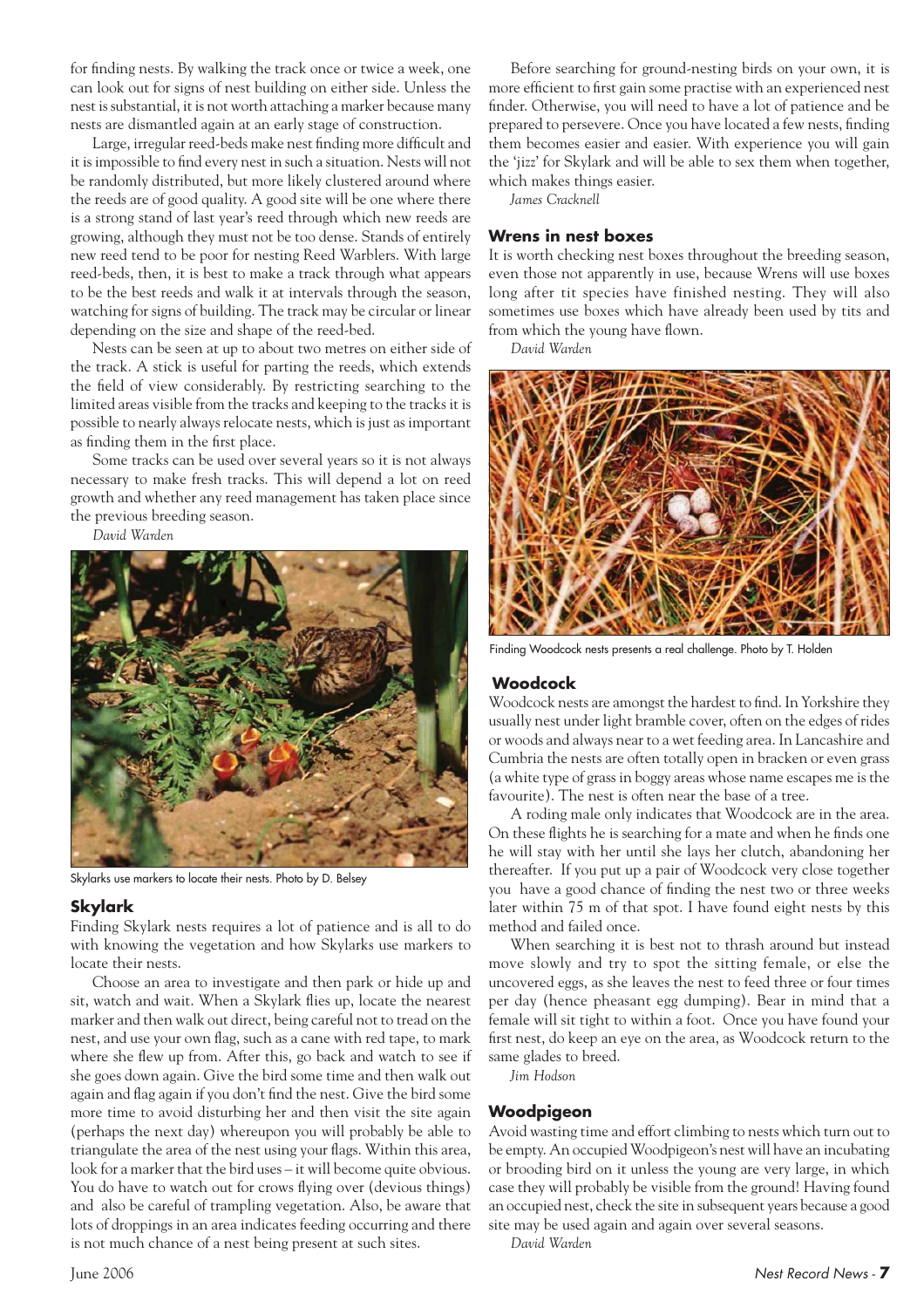for finding nests. By walking the track once or twice a week, one can look out for signs of nest building on either side. Unless the nest is substantial, it is not worth attaching a marker because many nests are dismantled again at an early stage of construction.

Large, irregular reed-beds make nest finding more difficult and it is impossible to find every nest in such a situation. Nests will not be randomly distributed, but more likely clustered around where the reeds are of good quality. A good site will be one where there is a strong stand of last year's reed through which new reeds are growing, although they must not be too dense. Stands of entirely new reed tend to be poor for nesting Reed Warblers. With large reed-beds, then, it is best to make a track through what appears to be the best reeds and walk it at intervals through the season, watching for signs of building. The track may be circular or linear depending on the size and shape of the reed-bed.

Nests can be seen at up to about two metres on either side of the track. A stick is useful for parting the reeds, which extends the field of view considerably. By restricting searching to the limited areas visible from the tracks and keeping to the tracks it is possible to nearly always relocate nests, which is just as important as finding them in the first place.

Some tracks can be used over several years so it is not always necessary to make fresh tracks. This will depend a lot on reed growth and whether any reed management has taken place since the previous breeding season.

*David Warden*

Skylarks use markers to locate their nests. Photo by D. Belsey

## Skylark

Finding Skylark nests requires a lot of patience and is all to do with knowing the vegetation and how Skylarks use markers to locate their nests.

Choose an area to investigate and then park or hide up and sit, watch and wait. When a Skylark flies up, locate the nearest marker and then walk out direct, being careful not to tread on the nest, and use your own flag, such as a cane with red tape, to mark where she flew up from. After this, go back and watch to see if she goes down again. Give the bird some time and then walk out again and flag again if you don't find the nest. Give the bird some more time to avoid disturbing her and then visit the site again (perhaps the next day) whereupon you will probably be able to triangulate the area of the nest using your flags. Within this area, look for a marker that the bird uses – it will become quite obvious. You do have to watch out for crows flying over (devious things) and also be careful of trampling vegetation. Also, be aware that lots of droppings in an area indicates feeding occurring and there is not much chance of a nest being present at such sites.

Before searching for ground-nesting birds on your own, it is more efficient to first gain some practise with an experienced nest finder. Otherwise, you will need to have a lot of patience and be prepared to persevere. Once you have located a few nests, finding them becomes easier and easier. With experience you will gain the 'jizz' for Skylark and will be able to sex them when together, which makes things easier.

*James Cracknell*

## Wrens in nest boxes

It is worth checking nest boxes throughout the breeding season, even those not apparently in use, because Wrens will use boxes long after tit species have finished nesting. They will also sometimes use boxes which have already been used by tits and from which the young have flown.

*David Warden*

Finding Woodcock nests presents a real challenge. Photo by T. Holden

## Woodcock

Woodcock nests are amongst the hardest to find. In Yorkshire they usually nest under light bramble cover, often on the edges of rides or woods and always near to a wet feeding area. In Lancashire and Cumbria the nests are often totally open in bracken or even grass (a white type of grass in boggy areas whose name escapes me is the favourite). The nest is often near the base of a tree.

A roding male only indicates that Woodcock are in the area. On these flights he is searching for a mate and when he finds one he will stay with her until she lays her clutch, abandoning her thereafter. If you put up a pair of Woodcock very close together you have a good chance of finding the nest two or three weeks later within 75 m of that spot. I have found eight nests by this method and failed once.

When searching it is best not to thrash around but instead move slowly and try to spot the sitting female, or else the uncovered eggs, as she leaves the nest to feed three or four times per day (hence pheasant egg dumping). Bear in mind that a female will sit tight to within a foot. Once you have found your first nest, do keep an eye on the area, as Woodcock return to the same glades to breed.

*Jim Hodson*

## Woodpigeon

Avoid wasting time and effort climbing to nests which turn out to be empty. An occupied Woodpigeon's nest will have an incubating or brooding bird on it unless the young are very large, in which case they will probably be visible from the ground! Having found an occupied nest, check the site in subsequent years because a good site may be used again and again over several seasons.

*David Warden*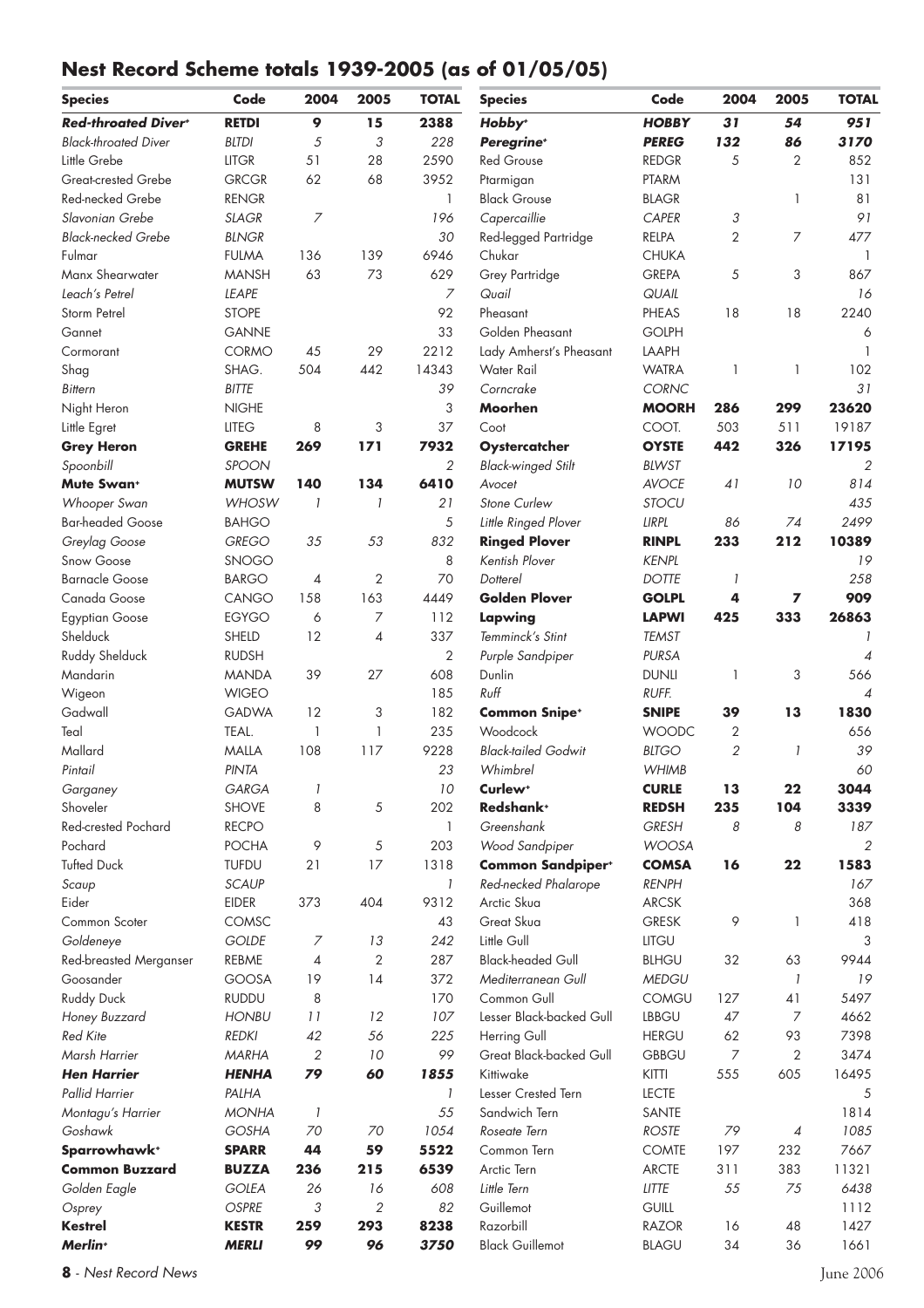## Nest Record Scheme totals 1939-2005 (as of 01/05/05)

| Species | Code | 2004 | 2005 | TOTAL |
|---|---|---|---|---|
| ***Red-throated Diver+*** | ***RETDI*** | ***9*** | ***15*** | ***2388*** |
| *Black-throated Diver* | *BLTDI* | *5* | *3* | *228* |
| Little Grebe | LITGR | 51 | 28 | 2590 |
| Great-crested Grebe | GRCGR | 62 | 68 | 3952 |
| Red-necked Grebe | RENGR | | | 1 |
| *Slavonian Grebe* | *SLAGR* | *7* | | *196* |
| *Black-necked Grebe* | *BLNGR* | | | *30* |
| Fulmar | FULMA | 136 | 139 | 6946 |
| Manx Shearwater | MANSH | 63 | 73 | 629 |
| *Leach's Petrel* | *LEAPE* | | | *7* |
| Storm Petrel | STOPE | | | 92 |
| Gannet | GANNE | | | 33 |
| Cormorant | CORMO | 45 | 29 | 2212 |
| Shag | SHAG. | 504 | 442 | 14343 |
| *Bittern* | *BITTE* | | | *39* |
| Night Heron | NIGHE | | | 3 |
| Little Egret | LITEG | 8 | 3 | 37 |
| **Grey Heron** | **GREHE** | **269** | **171** | **7932** |
| *Spoonbill* | *SPOON* | | | *2* |
| **Mute Swan+** | **MUTSW** | **140** | **134** | **6410** |
| *Whooper Swan* | *WHOSW* | *1* | *1* | *21* |
| Bar-headed Goose | BAHGO | | | 5 |
| *Greylag Goose* | *GREGO* | *35* | *53* | *832* |
| Snow Goose | SNOGO | | | 8 |
| Barnacle Goose | BARGO | 4 | 2 | 70 |
| Canada Goose | CANGO | 158 | 163 | 4449 |
| Egyptian Goose | EGYGO | 6 | 7 | 112 |
| Shelduck | SHELD | 12 | 4 | 337 |
| Ruddy Shelduck | RUDSH | | | 2 |
| Mandarin | MANDA | 39 | 27 | 608 |
| Wigeon | WIGEO | | | 185 |
| Gadwall | GADWA | 12 | 3 | 182 |
| Teal | TEAL. | 1 | 1 | 235 |
| Mallard | MALLA | 108 | 117 | 9228 |
| *Pintail* | *PINTA* | | | *23* |
| *Garganey* | *GARGA* | *1* | | *10* |
| Shoveler | SHOVE | 8 | 5 | 202 |
| Red-crested Pochard | RECPO | | | 1 |
| Pochard | POCHA | 9 | 5 | 203 |
| Tufted Duck | TUFDU | 21 | 17 | 1318 |
| *Scaup* | *SCAUP* | | | *1* |
| Eider | EIDER | 373 | 404 | 9312 |
| Common Scoter | COMSC | | | 43 |
| *Goldeneye* | *GOLDE* | *7* | *13* | *242* |
| Red-breasted Merganser | REBME | 4 | 2 | 287 |
| Goosander | GOOSA | 19 | 14 | 372 |
| Ruddy Duck | RUDDU | 8 | | 170 |
| *Honey Buzzard* | *HONBU* | *11* | *12* | *107* |
| *Red Kite* | *REDKI* | *42* | *56* | *225* |
| *Marsh Harrier* | *MARHA* | *2* | *10* | *99* |
| ***Hen Harrier*** | ***HENHA*** | ***79*** | ***60*** | ***1855*** |
| *Pallid Harrier* | *PALHA* | | | *1* |
| *Montagu's Harrier* | *MONHA* | *1* | | *55* |
| *Goshawk* | *GOSHA* | *70* | *70* | *1054* |
| **Sparrowhawk+** | **SPARR** | **44** | **59** | **5522** |
| **Common Buzzard** | **BUZZA** | **236** | **215** | **6539** |
| *Golden Eagle* | *GOLEA* | *26* | *16* | *608* |
| *Osprey* | *OSPRE* | *3* | *2* | *82* |
| **Kestrel** | **KESTR** | **259** | **293** | **8238** |
| ***Merlin+*** | ***MERLI*** | ***99*** | ***96*** | ***3750*** |
| ***Hobby+*** | ***HOBBY*** | ***31*** | ***54*** | ***951*** |
| ***Peregrine+*** | ***PEREG*** | ***132*** | ***86*** | ***3170*** |
| Red Grouse | REDGR | 5 | 2 | 852 |
| Ptarmigan | PTARM | | | 131 |
| Black Grouse | BLAGR | | 1 | 81 |
| *Capercaillie* | *CAPER* | *3* | | *91* |
| Red-legged Partridge | RELPA | 2 | 7 | 477 |
| Chukar | CHUKA | | | 1 |
| Grey Partridge | GREPA | 5 | 3 | 867 |
| *Quail* | *QUAIL* | | | *16* |
| Pheasant | PHEAS | 18 | 18 | 2240 |
| Golden Pheasant | GOLPH | | | 6 |
| Lady Amherst's Pheasant | LAAPH | | | 1 |
| Water Rail | WATRA | 1 | 1 | 102 |
| *Corncrake* | *CORNC* | | | *31* |
| **Moorhen** | **MOORH** | **286** | **299** | **23620** |
| Coot | COOT. | 503 | 511 | 19187 |
| **Oystercatcher** | **OYSTE** | **442** | **326** | **17195** |
| *Black-winged Stilt* | *BLWST* | | | *2* |
| *Avocet* | *AVOCE* | *41* | *10* | *814* |
| *Stone Curlew* | *STOCU* | | | *435* |
| *Little Ringed Plover* | *LIRPL* | *86* | *74* | *2499* |
| **Ringed Plover** | **RINPL** | **233** | **212** | **10389** |
| *Kentish Plover* | *KENPL* | | | *19* |
| *Dotterel* | *DOTTE* | *1* | | *258* |
| **Golden Plover** | **GOLPL** | **4** | **7** | **909** |
| **Lapwing** | **LAPWI** | **425** | **333** | **26863** |
| *Temminck's Stint* | *TEMST* | | | *1* |
| *Purple Sandpiper* | *PURSA* | | | *4* |
| Dunlin | DUNLI | 1 | 3 | 566 |
| *Ruff* | *RUFF.* | | | *4* |
| **Common Snipe+** | **SNIPE** | **39** | **13** | **1830** |
| Woodcock | WOODC | 2 | | 656 |
| *Black-tailed Godwit* | *BLTGO* | *2* | *1* | *39* |
| *Whimbrel* | *WHIMB* | | | *60* |
| **Curlew+** | **CURLE** | **13** | **22** | **3044** |
| **Redshank+** | **REDSH** | **235** | **104** | **3339** |
| *Greenshank* | *GRESH* | *8* | *8* | *187* |
| *Wood Sandpiper* | *WOOSA* | | | *2* |
| **Common Sandpiper+** | **COMSA** | **16** | **22** | **1583** |
| *Red-necked Phalarope* | *RENPH* | | | *167* |
| Arctic Skua | ARCSK | | | 368 |
| Great Skua | GRESK | 9 | 1 | 418 |
| Little Gull | LITGU | | | 3 |
| Black-headed Gull | BLHGU | 32 | 63 | 9944 |
| *Mediterranean Gull* | *MEDGU* | | *1* | *19* |
| Common Gull | COMGU | 127 | 41 | 5497 |
| Lesser Black-backed Gull | LBBGU | 47 | 7 | 4662 |
| Herring Gull | HERGU | 62 | 93 | 7398 |
| Great Black-backed Gull | GBBGU | 7 | 2 | 3474 |
| Kittiwake | KITTI | 555 | 605 | 16495 |
| Lesser Crested Tern | LECTE | | | 5 |
| Sandwich Tern | SANTE | | | 1814 |
| *Roseate Tern* | *ROSTE* | *79* | *4* | *1085* |
| Common Tern | COMTE | 197 | 232 | 7667 |
| Arctic Tern | ARCTE | 311 | 383 | 11321 |
| *Little Tern* | *LITTE* | *55* | *75* | *6438* |
| Guillemot | GUILL | | | 1112 |
| Razorbill | RAZOR | 16 | 48 | 1427 |
| Black Guillemot | BLAGU | 34 | 36 | 1661 |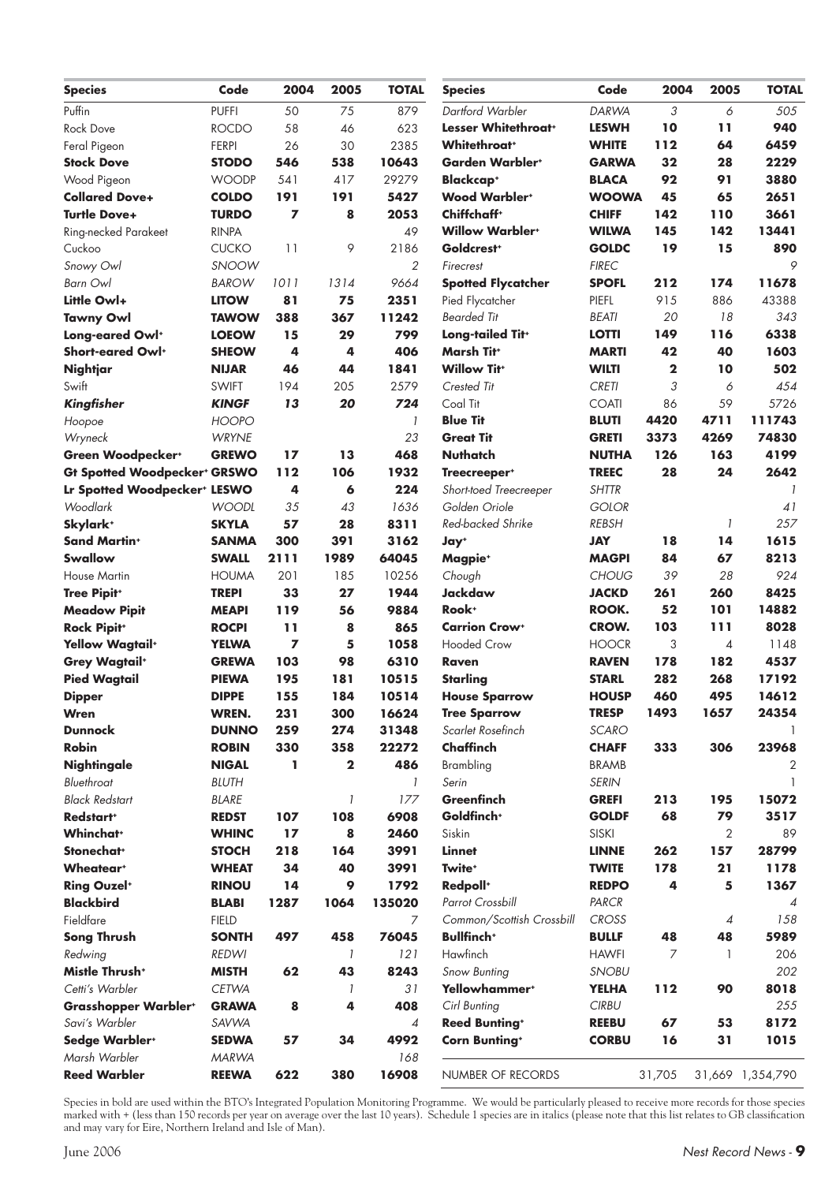| Species | Code | 2004 | 2005 | TOTAL |
|---|---|---|---|---|
| Puffin | PUFFI | 50 | 75 | 879 |
| Rock Dove | ROCDO | 58 | 46 | 623 |
| Feral Pigeon | FERPI | 26 | 30 | 2385 |
| **Stock Dove** | **STODO** | **546** | **538** | **10643** |
| Wood Pigeon | WOODP | 541 | 417 | 29279 |
| **Collared Dove+** | **COLDO** | **191** | **191** | **5427** |
| **Turtle Dove+** | **TURDO** | **7** | **8** | **2053** |
| Ring-necked Parakeet | RINPA | | | 49 |
| Cuckoo | CUCKO | 11 | 9 | 2186 |
| *Snowy Owl* | *SNOOW* | | | *2* |
| *Barn Owl* | *BAROW* | *1011* | *1314* | *9664* |
| **Little Owl+** | **LITOW** | **81** | **75** | **2351** |
| **Tawny Owl** | **TAWOW** | **388** | **367** | **11242** |
| **Long-eared Owl+** | **LOEOW** | **15** | **29** | **799** |
| **Short-eared Owl+** | **SHEOW** | **4** | **4** | **406** |
| **Nightjar** | **NIJAR** | **46** | **44** | **1841** |
| Swift | SWIFT | 194 | 205 | 2579 |
| ***Kingfisher*** | ***KINGF*** | ***13*** | ***20*** | ***724*** |
| *Hoopoe* | *HOOPO* | | | *1* |
| *Wryneck* | *WRYNE* | | | *23* |
| **Green Woodpecker+** | **GREWO** | **17** | **13** | **468** |
| **Gt Spotted Woodpecker+** | **GRSWO** | **112** | **106** | **1932** |
| **Lr Spotted Woodpecker+** | **LESWO** | **4** | **6** | **224** |
| *Woodlark* | *WOODL* | *35* | *43* | *1636* |
| **Skylark+** | **SKYLA** | **57** | **28** | **8311** |
| **Sand Martin+** | **SANMA** | **300** | **391** | **3162** |
| **Swallow** | **SWALL** | **2111** | **1989** | **64045** |
| House Martin | HOUMA | 201 | 185 | 10256 |
| **Tree Pipit+** | **TREPI** | **33** | **27** | **1944** |
| **Meadow Pipit** | **MEAPI** | **119** | **56** | **9884** |
| **Rock Pipit+** | **ROCPI** | **11** | **8** | **865** |
| **Yellow Wagtail+** | **YELWA** | **7** | **5** | **1058** |
| **Grey Wagtail+** | **GREWA** | **103** | **98** | **6310** |
| **Pied Wagtail** | **PIEWA** | **195** | **181** | **10515** |
| **Dipper** | **DIPPE** | **155** | **184** | **10514** |
| **Wren** | **WREN.** | **231** | **300** | **16624** |
| **Dunnock** | **DUNNO** | **259** | **274** | **31348** |
| **Robin** | **ROBIN** | **330** | **358** | **22272** |
| **Nightingale** | **NIGAL** | **1** | **2** | **486** |
| *Bluethroat* | *BLUTH* | | | *1* |
| *Black Redstart* | *BLARE* | | *1* | *177* |
| **Redstart+** | **REDST** | **107** | **108** | **6908** |
| **Whinchat+** | **WHINC** | **17** | **8** | **2460** |
| **Stonechat+** | **STOCH** | **218** | **164** | **3991** |
| **Wheatear+** | **WHEAT** | **34** | **40** | **3991** |
| **Ring Ouzel+** | **RINOU** | **14** | **9** | **1792** |
| **Blackbird** | **BLABI** | **1287** | **1064** | **135020** |
| Fieldfare | FIELD | | | 7 |
| **Song Thrush** | **SONTH** | **497** | **458** | **76045** |
| *Redwing* | *REDWI* | | *1* | *121* |
| **Mistle Thrush+** | **MISTH** | **62** | **43** | **8243** |
| *Cetti's Warbler* | *CETWA* | | *1* | *31* |
| **Grasshopper Warbler+** | **GRAWA** | **8** | **4** | **408** |
| *Savi's Warbler* | *SAVWA* | | | *4* |
| **Sedge Warbler+** | **SEDWA** | **57** | **34** | **4992** |
| *Marsh Warbler* | *MARWA* | | | *168* |
| **Reed Warbler** | **REEWA** | **622** | **380** | **16908** |
| *Dartford Warbler* | *DARWA* | *3* | *6* | *505* |
| **Lesser Whitethroat+** | **LESWH** | **10** | **11** | **940** |
| **Whitethroat+** | **WHITE** | **112** | **64** | **6459** |
| **Garden Warbler+** | **GARWA** | **32** | **28** | **2229** |
| **Blackcap+** | **BLACA** | **92** | **91** | **3880** |
| **Wood Warbler+** | **WOOWA** | **45** | **65** | **2651** |
| **Chiffchaff+** | **CHIFF** | **142** | **110** | **3661** |
| **Willow Warbler+** | **WILWA** | **145** | **142** | **13441** |
| **Goldcrest+** | **GOLDC** | **19** | **15** | **890** |
| *Firecrest* | *FIREC* | | | *9* |
| **Spotted Flycatcher** | **SPOFL** | **212** | **174** | **11678** |
| Pied Flycatcher | PIEFL | 915 | 886 | 43388 |
| *Bearded Tit* | *BEATI* | *20* | *18* | *343* |
| **Long-tailed Tit+** | **LOTTI** | **149** | **116** | **6338** |
| **Marsh Tit+** | **MARTI** | **42** | **40** | **1603** |
| **Willow Tit+** | **WILTI** | **2** | **10** | **502** |
| *Crested Tit* | *CRETI* | *3* | *6* | *454* |
| Coal Tit | COATI | 86 | 59 | 5726 |
| **Blue Tit** | **BLUTI** | **4420** | **4711** | **111743** |
| **Great Tit** | **GRETI** | **3373** | **4269** | **74830** |
| **Nuthatch** | **NUTHA** | **126** | **163** | **4199** |
| **Treecreeper+** | **TREEC** | **28** | **24** | **2642** |
| *Short-toed Treecreeper* | *SHTTR* | | | *1* |
| *Golden Oriole* | *GOLOR* | | | *41* |
| *Red-backed Shrike* | *REBSH* | | *1* | *257* |
| **Jay+** | **JAY** | **18** | **14** | **1615** |
| **Magpie+** | **MAGPI** | **84** | **67** | **8213** |
| *Chough* | *CHOUG* | *39* | *28* | *924* |
| **Jackdaw** | **JACKD** | **261** | **260** | **8425** |
| **Rook+** | **ROOK.** | **52** | **101** | **14882** |
| **Carrion Crow+** | **CROW.** | **103** | **111** | **8028** |
| Hooded Crow | HOOCR | 3 | 4 | 1148 |
| **Raven** | **RAVEN** | **178** | **182** | **4537** |
| **Starling** | **STARL** | **282** | **268** | **17192** |
| **House Sparrow** | **HOUSP** | **460** | **495** | **14612** |
| **Tree Sparrow** | **TRESP** | **1493** | **1657** | **24354** |
| *Scarlet Rosefinch* | *SCARO* | | | 1 |
| **Chaffinch** | **CHAFF** | **333** | **306** | **23968** |
| Brambling | BRAMB | | | 2 |
| *Serin* | *SERIN* | | | 1 |
| **Greenfinch** | **GREFI** | **213** | **195** | **15072** |
| **Goldfinch+** | **GOLDF** | **68** | **79** | **3517** |
| Siskin | SISKI | | 2 | 89 |
| **Linnet** | **LINNE** | **262** | **157** | **28799** |
| **Twite+** | **TWITE** | **178** | **21** | **1178** |
| **Redpoll+** | **REDPO** | **4** | **5** | **1367** |
| *Parrot Crossbill* | *PARCR* | | | *4* |
| *Common/Scottish Crossbill* | *CROSS* | | *4* | *158* |
| **Bullfinch+** | **BULLF** | **48** | **48** | **5989** |
| Hawfinch | HAWFI | 7 | 1 | 206 |
| *Snow Bunting* | *SNOBU* | | | *202* |
| **Yellowhammer+** | **YELHA** | **112** | **90** | **8018** |
| *Cirl Bunting* | *CIRBU* | | | *255* |
| **Reed Bunting+** | **REEBU** | **67** | **53** | **8172** |
| **Corn Bunting+** | **CORBU** | **16** | **31** | **1015** |
| NUMBER OF RECORDS | | 31,705 | 31,669 | 1,354,790 |

Species in bold are used within the BTO's Integrated Population Monitoring Programme. We would be particularly pleased to receive more records for those species marked with + (less than 150 records per year on average over the last 10 years). Schedule 1 species are in italics (please note that this list relates to GB classification and may vary for Eire, Northern Ireland and Isle of Man).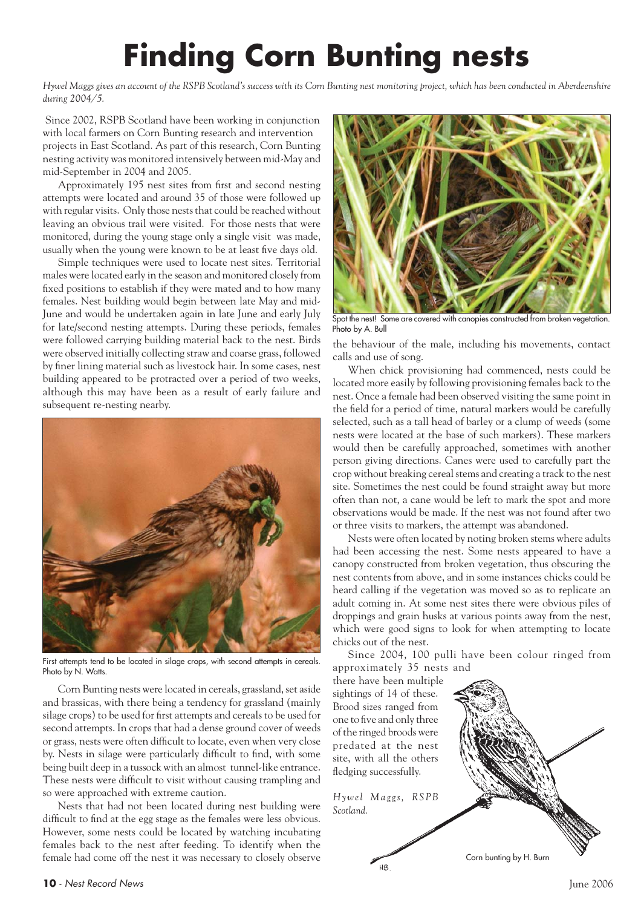# Finding Corn Bunting nests

*Hywel Maggs gives an account of the RSPB Scotland's success with its Corn Bunting nest monitoring project, which has been conducted in Aberdeenshire during 2004/5.*

Since 2002, RSPB Scotland have been working in conjunction with local farmers on Corn Bunting research and intervention projects in East Scotland. As part of this research, Corn Bunting nesting activity was monitored intensively between mid-May and mid-September in 2004 and 2005.

Approximately 195 nest sites from first and second nesting attempts were located and around 35 of those were followed up with regular visits. Only those nests that could be reached without leaving an obvious trail were visited. For those nests that were monitored, during the young stage only a single visit was made, usually when the young were known to be at least five days old.

Simple techniques were used to locate nest sites. Territorial males were located early in the season and monitored closely from fixed positions to establish if they were mated and to how many females. Nest building would begin between late May and mid-June and would be undertaken again in late June and early July for late/second nesting attempts. During these periods, females were followed carrying building material back to the nest. Birds were observed initially collecting straw and coarse grass, followed by finer lining material such as livestock hair. In some cases, nest building appeared to be protracted over a period of two weeks, although this may have been as a result of early failure and subsequent re-nesting nearby.

First attempts tend to be located in silage crops, with second attempts in cereals. Photo by N. Watts.

Corn Bunting nests were located in cereals, grassland, set aside and brassicas, with there being a tendency for grassland (mainly silage crops) to be used for first attempts and cereals to be used for second attempts. In crops that had a dense ground cover of weeds or grass, nests were often difficult to locate, even when very close by. Nests in silage were particularly difficult to find, with some being built deep in a tussock with an almost tunnel-like entrance. These nests were difficult to visit without causing trampling and so were approached with extreme caution.

Nests that had not been located during nest building were difficult to find at the egg stage as the females were less obvious. However, some nests could be located by watching incubating females back to the nest after feeding. To identify when the female had come off the nest it was necessary to closely observe the behaviour of the male, including his movements, contact calls and use of song.

Spot the nest! Some are covered with canopies constructed from broken vegetation. Photo by A. Bull

When chick provisioning had commenced, nests could be located more easily by following provisioning females back to the nest. Once a female had been observed visiting the same point in the field for a period of time, natural markers would be carefully selected, such as a tall head of barley or a clump of weeds (some nests were located at the base of such markers). These markers would then be carefully approached, sometimes with another person giving directions. Canes were used to carefully part the crop without breaking cereal stems and creating a track to the nest site. Sometimes the nest could be found straight away but more often than not, a cane would be left to mark the spot and more observations would be made. If the nest was not found after two or three visits to markers, the attempt was abandoned.

Nests were often located by noting broken stems where adults had been accessing the nest. Some nests appeared to have a canopy constructed from broken vegetation, thus obscuring the nest contents from above, and in some instances chicks could be heard calling if the vegetation was moved so as to replicate an adult coming in. At some nest sites there were obvious piles of droppings and grain husks at various points away from the nest, which were good signs to look for when attempting to locate chicks out of the nest.

Since 2004, 100 pulli have been colour ringed from approximately 35 nests and there have been multiple sightings of 14 of these. Brood sizes ranged from one to five and only three of the ringed broods were predated at the nest site, with all the others fledging successfully.

*Hywel Maggs, RSPB Scotland.*

Corn bunting by H. Burn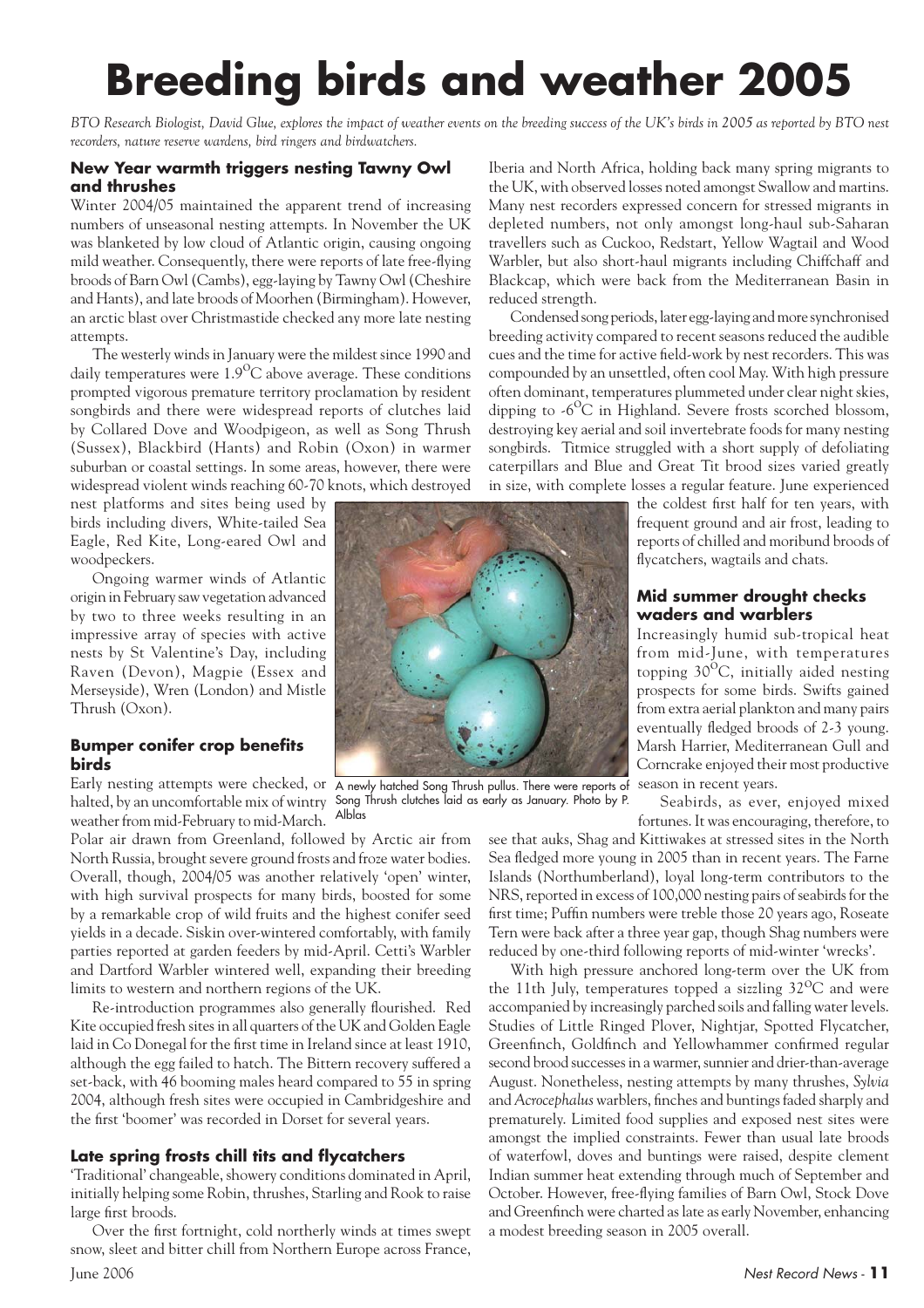# Breeding birds and weather 2005

*BTO Research Biologist, David Glue, explores the impact of weather events on the breeding success of the UK's birds in 2005 as reported by BTO nest recorders, nature reserve wardens, bird ringers and birdwatchers.*

### New Year warmth triggers nesting Tawny Owl and thrushes

Winter 2004/05 maintained the apparent trend of increasing numbers of unseasonal nesting attempts. In November the UK was blanketed by low cloud of Atlantic origin, causing ongoing mild weather. Consequently, there were reports of late free-flying broods of Barn Owl (Cambs), egg-laying by Tawny Owl (Cheshire and Hants), and late broods of Moorhen (Birmingham). However, an arctic blast over Christmastide checked any more late nesting attempts.

The westerly winds in January were the mildest since 1990 and daily temperatures were 1.9°C above average. These conditions prompted vigorous premature territory proclamation by resident songbirds and there were widespread reports of clutches laid by Collared Dove and Woodpigeon, as well as Song Thrush (Sussex), Blackbird (Hants) and Robin (Oxon) in warmer suburban or coastal settings. In some areas, however, there were widespread violent winds reaching 60-70 knots, which destroyed nest platforms and sites being used by birds including divers, White-tailed Sea Eagle, Red Kite, Long-eared Owl and woodpeckers.

Ongoing warmer winds of Atlantic origin in February saw vegetation advanced by two to three weeks resulting in an impressive array of species with active nests by St Valentine's Day, including Raven (Devon), Magpie (Essex and Merseyside), Wren (London) and Mistle Thrush (Oxon).

A newly hatched Song Thrush pullus. There were reports of Song Thrush clutches laid as early as January. Photo by P. Alblas

### Bumper conifer crop benefits birds

Early nesting attempts were checked, or halted, by an uncomfortable mix of wintry weather from mid-February to mid-March. Polar air drawn from Greenland, followed by Arctic air from North Russia, brought severe ground frosts and froze water bodies. Overall, though, 2004/05 was another relatively 'open' winter, with high survival prospects for many birds, boosted for some by a remarkable crop of wild fruits and the highest conifer seed yields in a decade. Siskin over-wintered comfortably, with family parties reported at garden feeders by mid-April. Cetti's Warbler and Dartford Warbler wintered well, expanding their breeding limits to western and northern regions of the UK.

Re-introduction programmes also generally flourished. Red Kite occupied fresh sites in all quarters of the UK and Golden Eagle laid in Co Donegal for the first time in Ireland since at least 1910, although the egg failed to hatch. The Bittern recovery suffered a set-back, with 46 booming males heard compared to 55 in spring 2004, although fresh sites were occupied in Cambridgeshire and the first 'boomer' was recorded in Dorset for several years.

### Late spring frosts chill tits and flycatchers

'Traditional' changeable, showery conditions dominated in April, initially helping some Robin, thrushes, Starling and Rook to raise large first broods.

Over the first fortnight, cold northerly winds at times swept snow, sleet and bitter chill from Northern Europe across France, Iberia and North Africa, holding back many spring migrants to the UK, with observed losses noted amongst Swallow and martins. Many nest recorders expressed concern for stressed migrants in depleted numbers, not only amongst long-haul sub-Saharan travellers such as Cuckoo, Redstart, Yellow Wagtail and Wood Warbler, but also short-haul migrants including Chiffchaff and Blackcap, which were back from the Mediterranean Basin in reduced strength.

Condensed song periods, later egg-laying and more synchronised breeding activity compared to recent seasons reduced the audible cues and the time for active field-work by nest recorders. This was compounded by an unsettled, often cool May. With high pressure often dominant, temperatures plummeted under clear night skies, dipping to -6°C in Highland. Severe frosts scorched blossom, destroying key aerial and soil invertebrate foods for many nesting songbirds. Titmice struggled with a short supply of defoliating caterpillars and Blue and Great Tit brood sizes varied greatly in size, with complete losses a regular feature. June experienced the coldest first half for ten years, with frequent ground and air frost, leading to reports of chilled and moribund broods of flycatchers, wagtails and chats.

### Mid summer drought checks waders and warblers

Increasingly humid sub-tropical heat from mid-June, with temperatures topping 30°C, initially aided nesting prospects for some birds. Swifts gained from extra aerial plankton and many pairs eventually fledged broods of 2-3 young. Marsh Harrier, Mediterranean Gull and Corncrake enjoyed their most productive season in recent years.

Seabirds, as ever, enjoyed mixed fortunes. It was encouraging, therefore, to see that auks, Shag and Kittiwakes at stressed sites in the North Sea fledged more young in 2005 than in recent years. The Farne Islands (Northumberland), loyal long-term contributors to the NRS, reported in excess of 100,000 nesting pairs of seabirds for the first time; Puffin numbers were treble those 20 years ago, Roseate Tern were back after a three year gap, though Shag numbers were reduced by one-third following reports of mid-winter 'wrecks'.

With high pressure anchored long-term over the UK from the 11th July, temperatures topped a sizzling 32°C and were accompanied by increasingly parched soils and falling water levels. Studies of Little Ringed Plover, Nightjar, Spotted Flycatcher, Greenfinch, Goldfinch and Yellowhammer confirmed regular second brood successes in a warmer, sunnier and drier-than-average August. Nonetheless, nesting attempts by many thrushes, *Sylvia* and *Acrocephalus* warblers, finches and buntings faded sharply and prematurely. Limited food supplies and exposed nest sites were amongst the implied constraints. Fewer than usual late broods of waterfowl, doves and buntings were raised, despite clement Indian summer heat extending through much of September and October. However, free-flying families of Barn Owl, Stock Dove and Greenfinch were charted as late as early November, enhancing a modest breeding season in 2005 overall.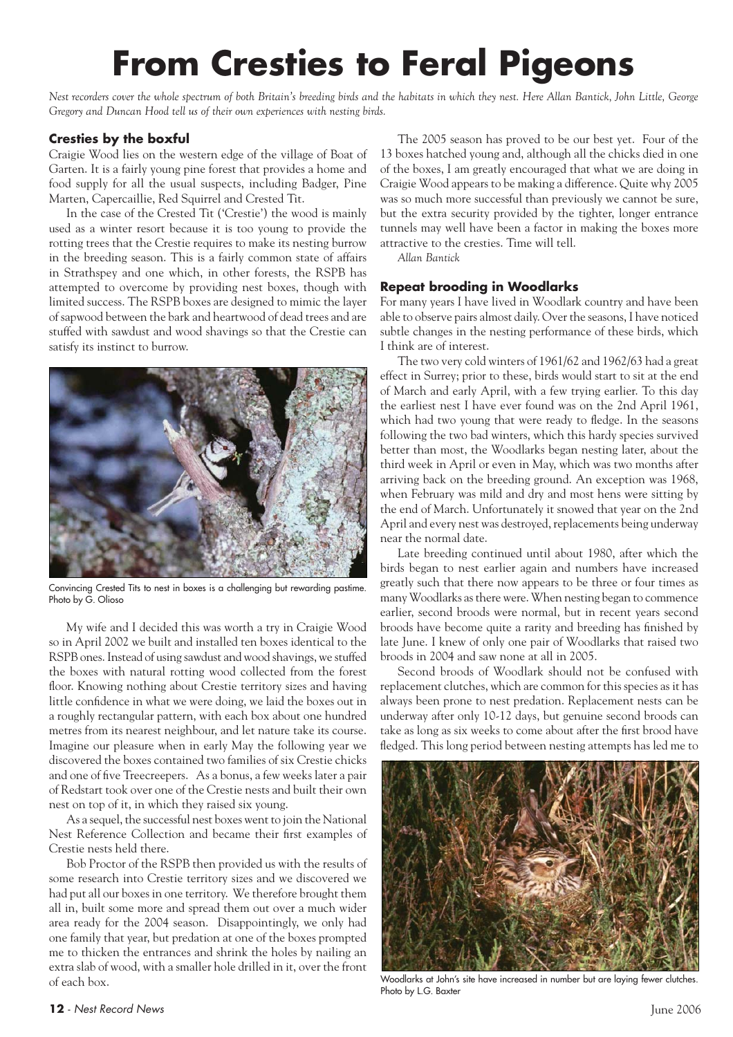# From Cresties to Feral Pigeons

*Nest recorders cover the whole spectrum of both Britain's breeding birds and the habitats in which they nest. Here Allan Bantick, John Little, George Gregory and Duncan Hood tell us of their own experiences with nesting birds.*

### Cresties by the boxful

Craigie Wood lies on the western edge of the village of Boat of Garten. It is a fairly young pine forest that provides a home and food supply for all the usual suspects, including Badger, Pine Marten, Capercaillie, Red Squirrel and Crested Tit.

In the case of the Crested Tit ('Crestie') the wood is mainly used as a winter resort because it is too young to provide the rotting trees that the Crestie requires to make its nesting burrow in the breeding season. This is a fairly common state of affairs in Strathspey and one which, in other forests, the RSPB has attempted to overcome by providing nest boxes, though with limited success. The RSPB boxes are designed to mimic the layer of sapwood between the bark and heartwood of dead trees and are stuffed with sawdust and wood shavings so that the Crestie can satisfy its instinct to burrow.

Convincing Crested Tits to nest in boxes is a challenging but rewarding pastime. Photo by G. Olioso

My wife and I decided this was worth a try in Craigie Wood so in April 2002 we built and installed ten boxes identical to the RSPB ones. Instead of using sawdust and wood shavings, we stuffed the boxes with natural rotting wood collected from the forest floor. Knowing nothing about Crestie territory sizes and having little confidence in what we were doing, we laid the boxes out in a roughly rectangular pattern, with each box about one hundred metres from its nearest neighbour, and let nature take its course. Imagine our pleasure when in early May the following year we discovered the boxes contained two families of six Crestie chicks and one of five Treecreepers. As a bonus, a few weeks later a pair of Redstart took over one of the Crestie nests and built their own nest on top of it, in which they raised six young.

As a sequel, the successful nest boxes went to join the National Nest Reference Collection and became their first examples of Crestie nests held there.

Bob Proctor of the RSPB then provided us with the results of some research into Crestie territory sizes and we discovered we had put all our boxes in one territory. We therefore brought them all in, built some more and spread them out over a much wider area ready for the 2004 season. Disappointingly, we only had one family that year, but predation at one of the boxes prompted me to thicken the entrances and shrink the holes by nailing an extra slab of wood, with a smaller hole drilled in it, over the front of each box.

The 2005 season has proved to be our best yet. Four of the 13 boxes hatched young and, although all the chicks died in one of the boxes, I am greatly encouraged that what we are doing in Craigie Wood appears to be making a difference. Quite why 2005 was so much more successful than previously we cannot be sure, but the extra security provided by the tighter, longer entrance tunnels may well have been a factor in making the boxes more attractive to the cresties. Time will tell.

*Allan Bantick*

### Repeat brooding in Woodlarks

For many years I have lived in Woodlark country and have been able to observe pairs almost daily. Over the seasons, I have noticed subtle changes in the nesting performance of these birds, which I think are of interest.

The two very cold winters of 1961/62 and 1962/63 had a great effect in Surrey; prior to these, birds would start to sit at the end of March and early April, with a few trying earlier. To this day the earliest nest I have ever found was on the 2nd April 1961, which had two young that were ready to fledge. In the seasons following the two bad winters, which this hardy species survived better than most, the Woodlarks began nesting later, about the third week in April or even in May, which was two months after arriving back on the breeding ground. An exception was 1968, when February was mild and dry and most hens were sitting by the end of March. Unfortunately it snowed that year on the 2nd April and every nest was destroyed, replacements being underway near the normal date.

Late breeding continued until about 1980, after which the birds began to nest earlier again and numbers have increased greatly such that there now appears to be three or four times as many Woodlarks as there were. When nesting began to commence earlier, second broods were normal, but in recent years second broods have become quite a rarity and breeding has finished by late June. I knew of only one pair of Woodlarks that raised two broods in 2004 and saw none at all in 2005.

Second broods of Woodlark should not be confused with replacement clutches, which are common for this species as it has always been prone to nest predation. Replacement nests can be underway after only 10-12 days, but genuine second broods can take as long as six weeks to come about after the first brood have fledged. This long period between nesting attempts has led me to

Woodlarks at John's site have increased in number but are laying fewer clutches. Photo by L.G. Baxter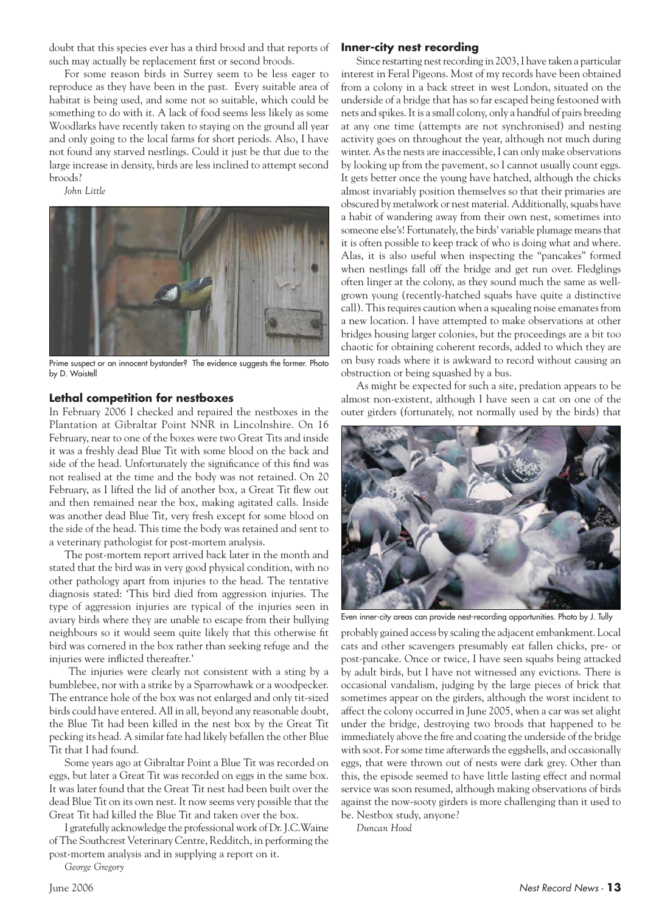doubt that this species ever has a third brood and that reports of such may actually be replacement first or second broods.

For some reason birds in Surrey seem to be less eager to reproduce as they have been in the past. Every suitable area of habitat is being used, and some not so suitable, which could be something to do with it. A lack of food seems less likely as some Woodlarks have recently taken to staying on the ground all year and only going to the local farms for short periods. Also, I have not found any starved nestlings. Could it just be that due to the large increase in density, birds are less inclined to attempt second broods?

*John Little*

Prime suspect or an innocent bystander? The evidence suggests the former. Photo by D. Waistell

### Lethal competition for nestboxes

In February 2006 I checked and repaired the nestboxes in the Plantation at Gibraltar Point NNR in Lincolnshire. On 16 February, near to one of the boxes were two Great Tits and inside it was a freshly dead Blue Tit with some blood on the back and side of the head. Unfortunately the significance of this find was not realised at the time and the body was not retained. On 20 February, as I lifted the lid of another box, a Great Tit flew out and then remained near the box, making agitated calls. Inside was another dead Blue Tit, very fresh except for some blood on the side of the head. This time the body was retained and sent to a veterinary pathologist for post-mortem analysis.

The post-mortem report arrived back later in the month and stated that the bird was in very good physical condition, with no other pathology apart from injuries to the head. The tentative diagnosis stated: 'This bird died from aggression injuries. The type of aggression injuries are typical of the injuries seen in aviary birds where they are unable to escape from their bullying neighbours so it would seem quite likely that this otherwise fit bird was cornered in the box rather than seeking refuge and the injuries were inflicted thereafter.'

The injuries were clearly not consistent with a sting by a bumblebee, nor with a strike by a Sparrowhawk or a woodpecker. The entrance hole of the box was not enlarged and only tit-sized birds could have entered. All in all, beyond any reasonable doubt, the Blue Tit had been killed in the nest box by the Great Tit pecking its head. A similar fate had likely befallen the other Blue Tit that I had found.

Some years ago at Gibraltar Point a Blue Tit was recorded on eggs, but later a Great Tit was recorded on eggs in the same box. It was later found that the Great Tit nest had been built over the dead Blue Tit on its own nest. It now seems very possible that the Great Tit had killed the Blue Tit and taken over the box.

I gratefully acknowledge the professional work of Dr. J.C.Waine of The Southcrest Veterinary Centre, Redditch, in performing the post-mortem analysis and in supplying a report on it.

*George Gregory*

### Inner-city nest recording

Since restarting nest recording in 2003, I have taken a particular interest in Feral Pigeons. Most of my records have been obtained from a colony in a back street in west London, situated on the underside of a bridge that has so far escaped being festooned with nets and spikes. It is a small colony, only a handful of pairs breeding at any one time (attempts are not synchronised) and nesting activity goes on throughout the year, although not much during winter. As the nests are inaccessible, I can only make observations by looking up from the pavement, so I cannot usually count eggs. It gets better once the young have hatched, although the chicks almost invariably position themselves so that their primaries are obscured by metalwork or nest material. Additionally, squabs have a habit of wandering away from their own nest, sometimes into someone else's! Fortunately, the birds' variable plumage means that it is often possible to keep track of who is doing what and where. Alas, it is also useful when inspecting the "pancakes" formed when nestlings fall off the bridge and get run over. Fledglings often linger at the colony, as they sound much the same as well-grown young (recently-hatched squabs have quite a distinctive call). This requires caution when a squealing noise emanates from a new location. I have attempted to make observations at other bridges housing larger colonies, but the proceedings are a bit too chaotic for obtaining coherent records, added to which they are on busy roads where it is awkward to record without causing an obstruction or being squashed by a bus.

As might be expected for such a site, predation appears to be almost non-existent, although I have seen a cat on one of the outer girders (fortunately, not normally used by the birds) that probably gained access by scaling the adjacent embankment. Local cats and other scavengers presumably eat fallen chicks, pre- or post-pancake. Once or twice, I have seen squabs being attacked by adult birds, but I have not witnessed any evictions. There is occasional vandalism, judging by the large pieces of brick that sometimes appear on the girders, although the worst incident to affect the colony occurred in June 2005, when a car was set alight under the bridge, destroying two broods that happened to be immediately above the fire and coating the underside of the bridge with soot. For some time afterwards the eggshells, and occasionally eggs, that were thrown out of nests were dark grey. Other than this, the episode seemed to have little lasting effect and normal service was soon resumed, although making observations of birds against the now-sooty girders is more challenging than it used to be. Nestbox study, anyone?

Even inner-city areas can provide nest-recording opportunities. Photo by J. Tully

*Duncan Hood*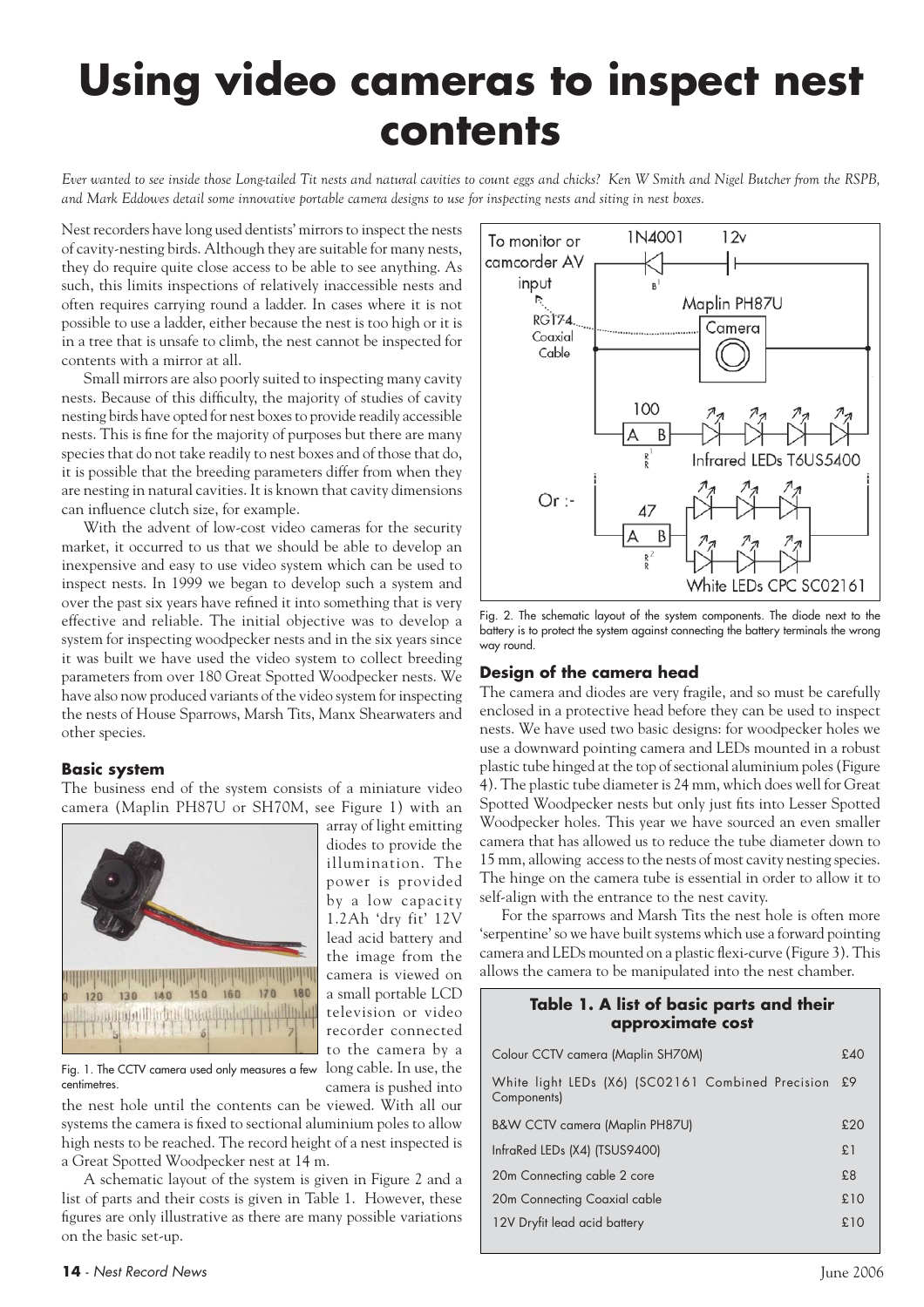# Using video cameras to inspect nest contents

*Ever wanted to see inside those Long-tailed Tit nests and natural cavities to count eggs and chicks? Ken W Smith and Nigel Butcher from the RSPB, and Mark Eddowes detail some innovative portable camera designs to use for inspecting nests and siting in nest boxes.*

Nest recorders have long used dentists' mirrors to inspect the nests of cavity-nesting birds. Although they are suitable for many nests, they do require quite close access to be able to see anything. As such, this limits inspections of relatively inaccessible nests and often requires carrying round a ladder. In cases where it is not possible to use a ladder, either because the nest is too high or it is in a tree that is unsafe to climb, the nest cannot be inspected for contents with a mirror at all.

Small mirrors are also poorly suited to inspecting many cavity nests. Because of this difficulty, the majority of studies of cavity nesting birds have opted for nest boxes to provide readily accessible nests. This is fine for the majority of purposes but there are many species that do not take readily to nest boxes and of those that do, it is possible that the breeding parameters differ from when they are nesting in natural cavities. It is known that cavity dimensions can influence clutch size, for example.

With the advent of low-cost video cameras for the security market, it occurred to us that we should be able to develop an inexpensive and easy to use video system which can be used to inspect nests. In 1999 we began to develop such a system and over the past six years have refined it into something that is very effective and reliable. The initial objective was to develop a system for inspecting woodpecker nests and in the six years since it was built we have used the video system to collect breeding parameters from over 180 Great Spotted Woodpecker nests. We have also now produced variants of the video system for inspecting the nests of House Sparrows, Marsh Tits, Manx Shearwaters and other species.

### Basic system

The business end of the system consists of a miniature video camera (Maplin PH87U or SH70M, see Figure 1) with an array of light emitting diodes to provide the illumination. The power is provided by a low capacity 1.2Ah 'dry fit' 12V lead acid battery and the image from the camera is viewed on a small portable LCD television or video recorder connected to the camera by a long cable. In use, the camera is pushed into the nest hole until the contents can be viewed. With all our systems the camera is fixed to sectional aluminium poles to allow high nests to be reached. The record height of a nest inspected is a Great Spotted Woodpecker nest at 14 m.

Fig. 1. The CCTV camera used only measures a few centimetres.

A schematic layout of the system is given in Figure 2 and a list of parts and their costs is given in Table 1. However, these figures are only illustrative as there are many possible variations on the basic set-up.

Fig. 2. The schematic layout of the system components. The diode next to the battery is to protect the system against connecting the battery terminals the wrong way round.

### Design of the camera head

The camera and diodes are very fragile, and so must be carefully enclosed in a protective head before they can be used to inspect nests. We have used two basic designs: for woodpecker holes we use a downward pointing camera and LEDs mounted in a robust plastic tube hinged at the top of sectional aluminium poles (Figure 4). The plastic tube diameter is 24 mm, which does well for Great Spotted Woodpecker nests but only just fits into Lesser Spotted Woodpecker holes. This year we have sourced an even smaller camera that has allowed us to reduce the tube diameter down to 15 mm, allowing access to the nests of most cavity nesting species. The hinge on the camera tube is essential in order to allow it to self-align with the entrance to the nest cavity.

For the sparrows and Marsh Tits the nest hole is often more 'serpentine' so we have built systems which use a forward pointing camera and LEDs mounted on a plastic flexi-curve (Figure 3). This allows the camera to be manipulated into the nest chamber.

**Table 1. A list of basic parts and their approximate cost**

| Part | Cost |
|---|---|
| Colour CCTV camera (Maplin SH70M) | £40 |
| White light LEDs (X6) (SC02161 Combined Precision Components) | £9 |
| B&W CCTV camera (Maplin PH87U) | £20 |
| InfraRed LEDs (X4) (TSUS9400) | £1 |
| 20m Connecting cable 2 core | £8 |
| 20m Connecting Coaxial cable | £10 |
| 12V Dryfit lead acid battery | £10 |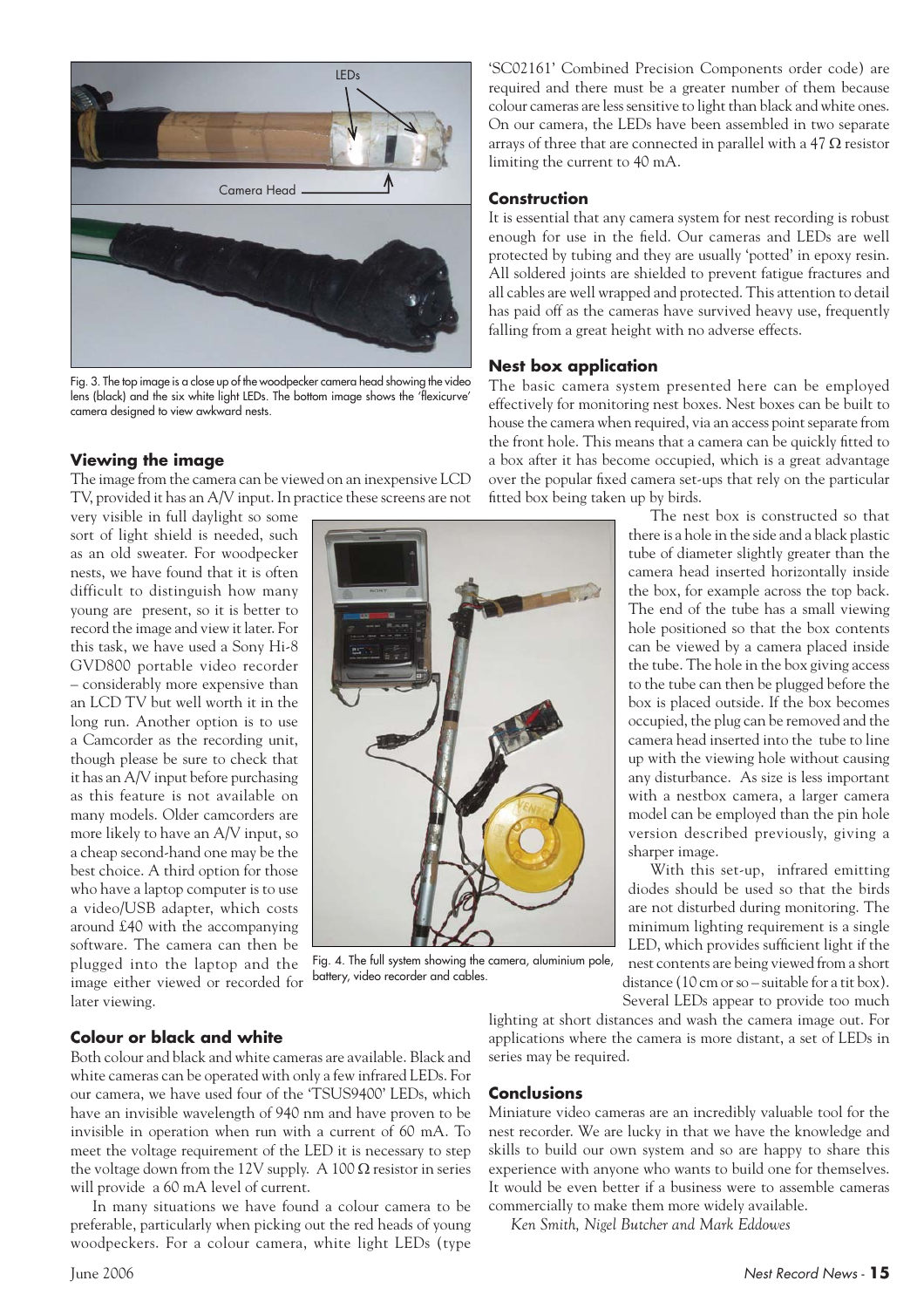Fig. 3. The top image is a close up of the woodpecker camera head showing the video lens (black) and the six white light LEDs. The bottom image shows the 'flexicurve' camera designed to view awkward nests.

### Viewing the image

The image from the camera can be viewed on an inexpensive LCD TV, provided it has an A/V input. In practice these screens are not very visible in full daylight so some sort of light shield is needed, such as an old sweater. For woodpecker nests, we have found that it is often difficult to distinguish how many young are present, so it is better to record the image and view it later. For this task, we have used a Sony Hi-8 GVD800 portable video recorder – considerably more expensive than an LCD TV but well worth it in the long run. Another option is to use a Camcorder as the recording unit, though please be sure to check that it has an A/V input before purchasing as this feature is not available on many models. Older camcorders are more likely to have an A/V input, so a cheap second-hand one may be the best choice. A third option for those who have a laptop computer is to use a video/USB adapter, which costs around £40 with the accompanying software. The camera can then be plugged into the laptop and the image either viewed or recorded for later viewing.

Fig. 4. The full system showing the camera, aluminium pole, battery, video recorder and cables.

### Colour or black and white

Both colour and black and white cameras are available. Black and white cameras can be operated with only a few infrared LEDs. For our camera, we have used four of the 'TSUS9400' LEDs, which have an invisible wavelength of 940 nm and have proven to be invisible in operation when run with a current of 60 mA. To meet the voltage requirement of the LED it is necessary to step the voltage down from the 12V supply. A 100 Ω resistor in series will provide a 60 mA level of current.

In many situations we have found a colour camera to be preferable, particularly when picking out the red heads of young woodpeckers. For a colour camera, white light LEDs (type 'SC02161' Combined Precision Components order code) are required and there must be a greater number of them because colour cameras are less sensitive to light than black and white ones. On our camera, the LEDs have been assembled in two separate arrays of three that are connected in parallel with a 47 Ω resistor limiting the current to 40 mA.

### Construction

It is essential that any camera system for nest recording is robust enough for use in the field. Our cameras and LEDs are well protected by tubing and they are usually 'potted' in epoxy resin. All soldered joints are shielded to prevent fatigue fractures and all cables are well wrapped and protected. This attention to detail has paid off as the cameras have survived heavy use, frequently falling from a great height with no adverse effects.

### Nest box application

The basic camera system presented here can be employed effectively for monitoring nest boxes. Nest boxes can be built to house the camera when required, via an access point separate from the front hole. This means that a camera can be quickly fitted to a box after it has become occupied, which is a great advantage over the popular fixed camera set-ups that rely on the particular fitted box being taken up by birds.

The nest box is constructed so that there is a hole in the side and a black plastic tube of diameter slightly greater than the camera head inserted horizontally inside the box, for example across the top back. The end of the tube has a small viewing hole positioned so that the box contents can be viewed by a camera placed inside the tube. The hole in the box giving access to the tube can then be plugged before the box is placed outside. If the box becomes occupied, the plug can be removed and the camera head inserted into the tube to line up with the viewing hole without causing any disturbance. As size is less important with a nestbox camera, a larger camera model can be employed than the pin hole version described previously, giving a sharper image.

With this set-up, infrared emitting diodes should be used so that the birds are not disturbed during monitoring. The minimum lighting requirement is a single LED, which provides sufficient light if the nest contents are being viewed from a short distance (10 cm or so – suitable for a tit box). Several LEDs appear to provide too much lighting at short distances and wash the camera image out. For applications where the camera is more distant, a set of LEDs in series may be required.

### Conclusions

Miniature video cameras are an incredibly valuable tool for the nest recorder. We are lucky in that we have the knowledge and skills to build our own system and so are happy to share this experience with anyone who wants to build one for themselves. It would be even better if a business were to assemble cameras commercially to make them more widely available.

*Ken Smith, Nigel Butcher and Mark Eddowes*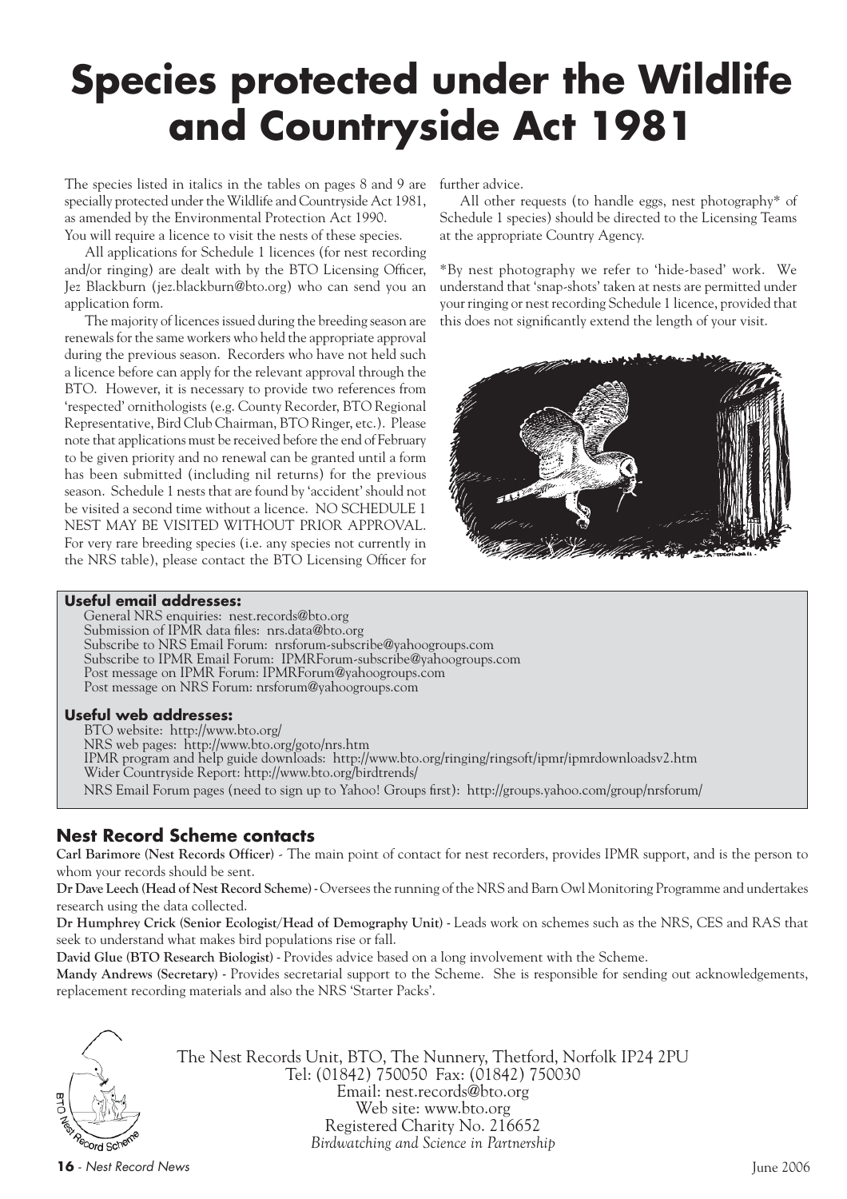# Species protected under the Wildlife and Countryside Act 1981

The species listed in italics in the tables on pages 8 and 9 are specially protected under the Wildlife and Countryside Act 1981, as amended by the Environmental Protection Act 1990. You will require a licence to visit the nests of these species.

All applications for Schedule 1 licences (for nest recording and/or ringing) are dealt with by the BTO Licensing Officer, Jez Blackburn (jez.blackburn@bto.org) who can send you an application form.

The majority of licences issued during the breeding season are renewals for the same workers who held the appropriate approval during the previous season. Recorders who have not held such a licence before can apply for the relevant approval through the BTO. However, it is necessary to provide two references from 'respected' ornithologists (e.g. County Recorder, BTO Regional Representative, Bird Club Chairman, BTO Ringer, etc.). Please note that applications must be received before the end of February to be given priority and no renewal can be granted until a form has been submitted (including nil returns) for the previous season. Schedule 1 nests that are found by 'accident' should not be visited a second time without a licence. NO SCHEDULE 1 NEST MAY BE VISITED WITHOUT PRIOR APPROVAL. For very rare breeding species (i.e. any species not currently in the NRS table), please contact the BTO Licensing Officer for further advice.

All other requests (to handle eggs, nest photography* of Schedule 1 species) should be directed to the Licensing Teams at the appropriate Country Agency.

*By nest photography we refer to 'hide-based' work. We understand that 'snap-shots' taken at nests are permitted under your ringing or nest recording Schedule 1 licence, provided that this does not significantly extend the length of your visit.

**Useful email addresses:**

General NRS enquiries: nest.records@bto.org
Submission of IPMR data files: nrs.data@bto.org
Subscribe to NRS Email Forum: nrsforum-subscribe@yahoogroups.com
Subscribe to IPMR Email Forum: IPMRForum-subscribe@yahoogroups.com
Post message on IPMR Forum: IPMRForum@yahoogroups.com
Post message on NRS Forum: nrsforum@yahoogroups.com

**Useful web addresses:**

BTO website: http://www.bto.org/
NRS web pages: http://www.bto.org/goto/nrs.htm
IPMR program and help guide downloads: http://www.bto.org/ringing/ringsoft/ipmr/ipmrdownloadsv2.htm
Wider Countryside Report: http://www.bto.org/birdtrends/
NRS Email Forum pages (need to sign up to Yahoo! Groups first): http://groups.yahoo.com/group/nrsforum/

## Nest Record Scheme contacts

**Carl Barimore (Nest Records Officer)** - The main point of contact for nest recorders, provides IPMR support, and is the person to whom your records should be sent.

**Dr Dave Leech (Head of Nest Record Scheme)** - Oversees the running of the NRS and Barn Owl Monitoring Programme and undertakes research using the data collected.

**Dr Humphrey Crick (Senior Ecologist/Head of Demography Unit)** - Leads work on schemes such as the NRS, CES and RAS that seek to understand what makes bird populations rise or fall.

**David Glue (BTO Research Biologist)** - Provides advice based on a long involvement with the Scheme.

**Mandy Andrews (Secretary)** - Provides secretarial support to the Scheme. She is responsible for sending out acknowledgements, replacement recording materials and also the NRS 'Starter Packs'.

The Nest Records Unit, BTO, The Nunnery, Thetford, Norfolk IP24 2PU
Tel: (01842) 750050 Fax: (01842) 750030
Email: nest.records@bto.org
Web site: www.bto.org
Registered Charity No. 216652
*Birdwatching and Science in Partnership*